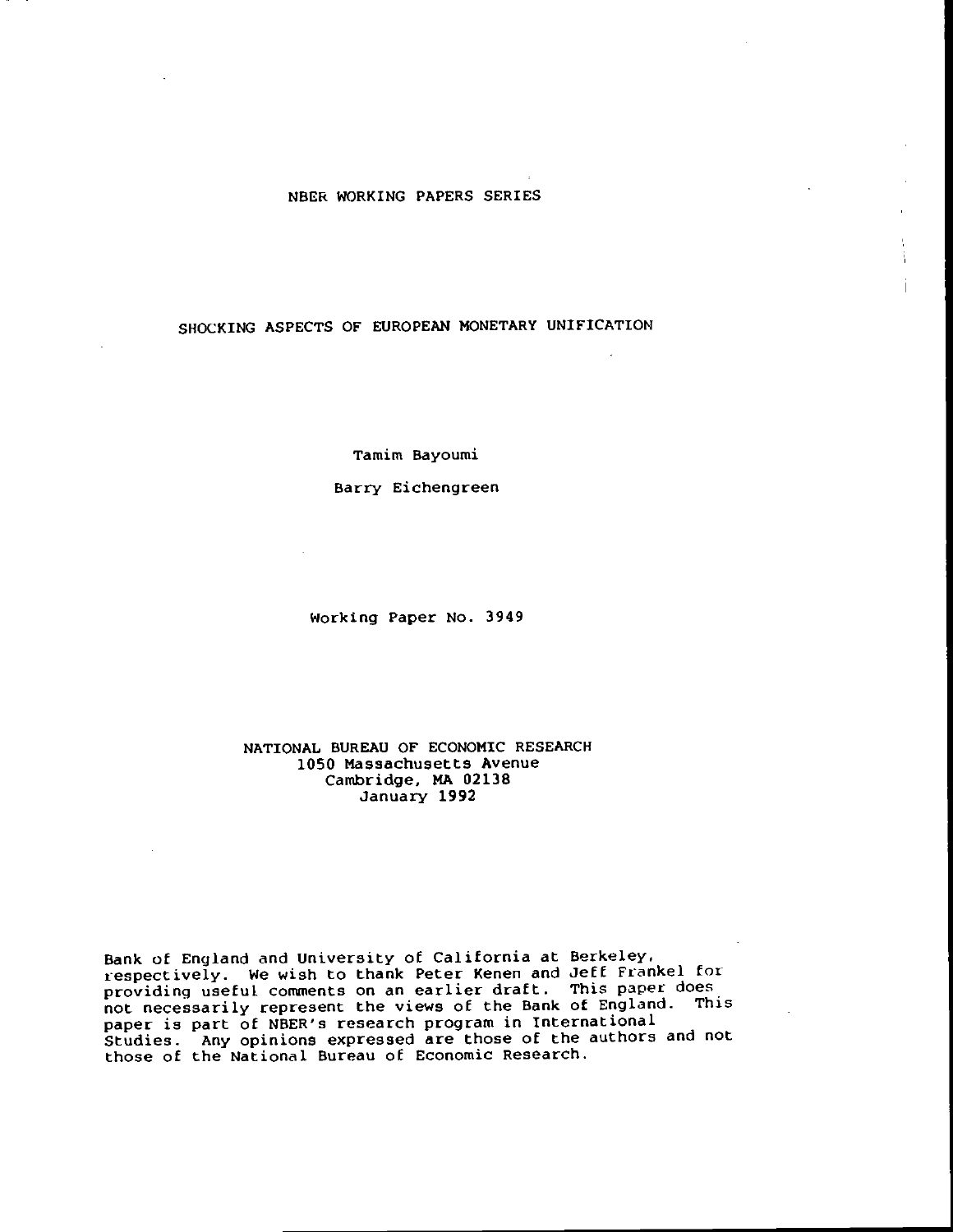NBER WORKING PAPERS SERIES

# SHOCKING ASPECTS OF EUROPEAN MONETARY UNIFICATION

Tamim Bayoumi

Barry Eichengreen

Working Paper No. 3949

NATIONAL BUREAU OF ECONOMIC RESEARCH
1050 Massachusetts Avenue
Cambridge, MA 02138
January 1992

Bank of England and University of California at Berkeley, respectively. We wish to thank Peter Kenen and Jeff Frankel for providing useful comments on an earlier draft. This paper does not necessarily represent the views of the Bank of England. This paper is part of NBER's research program in International Studies. Any opinions expressed are those of the authors and not those of the National Bureau of Economic Research.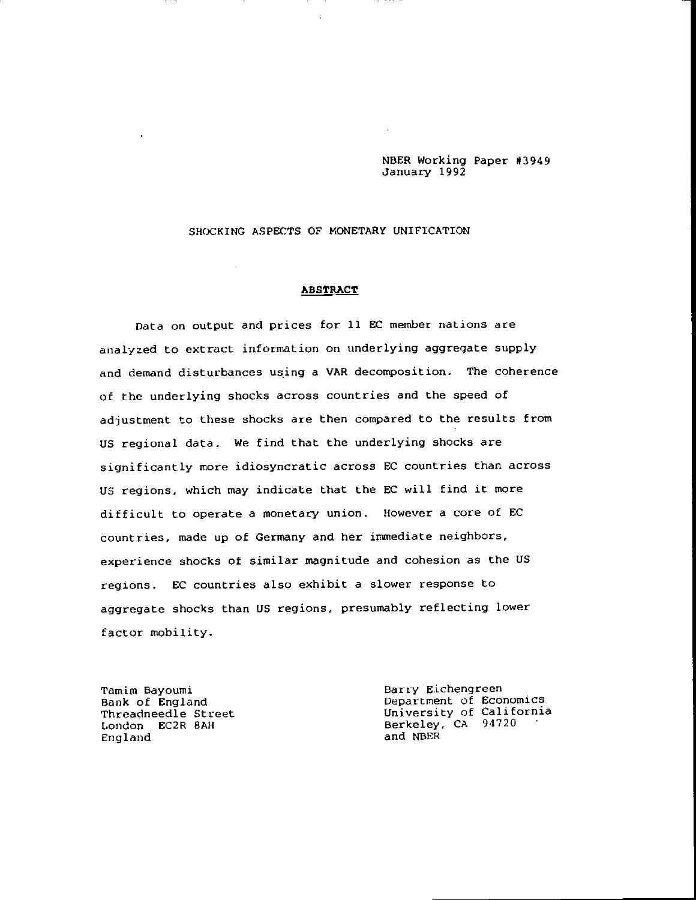NBER Working Paper #3949
January 1992

# SHOCKING ASPECTS OF MONETARY UNIFICATION

## ABSTRACT

Data on output and prices for 11 EC member nations are analyzed to extract information on underlying aggregate supply and demand disturbances using a VAR decomposition. The coherence of the underlying shocks across countries and the speed of adjustment to these shocks are then compared to the results from US regional data. We find that the underlying shocks are significantly more idiosyncratic across EC countries than across US regions, which may indicate that the EC will find it more difficult to operate a monetary union. However a core of EC countries, made up of Germany and her immediate neighbors, experience shocks of similar magnitude and cohesion as the US regions. EC countries also exhibit a slower response to aggregate shocks than US regions, presumably reflecting lower factor mobility.

Tamim Bayoumi
Bank of England
Threadneedle Street
London EC2R 8AH
England

Barry Eichengreen
Department of Economics
University of California
Berkeley, CA 94720
and NBER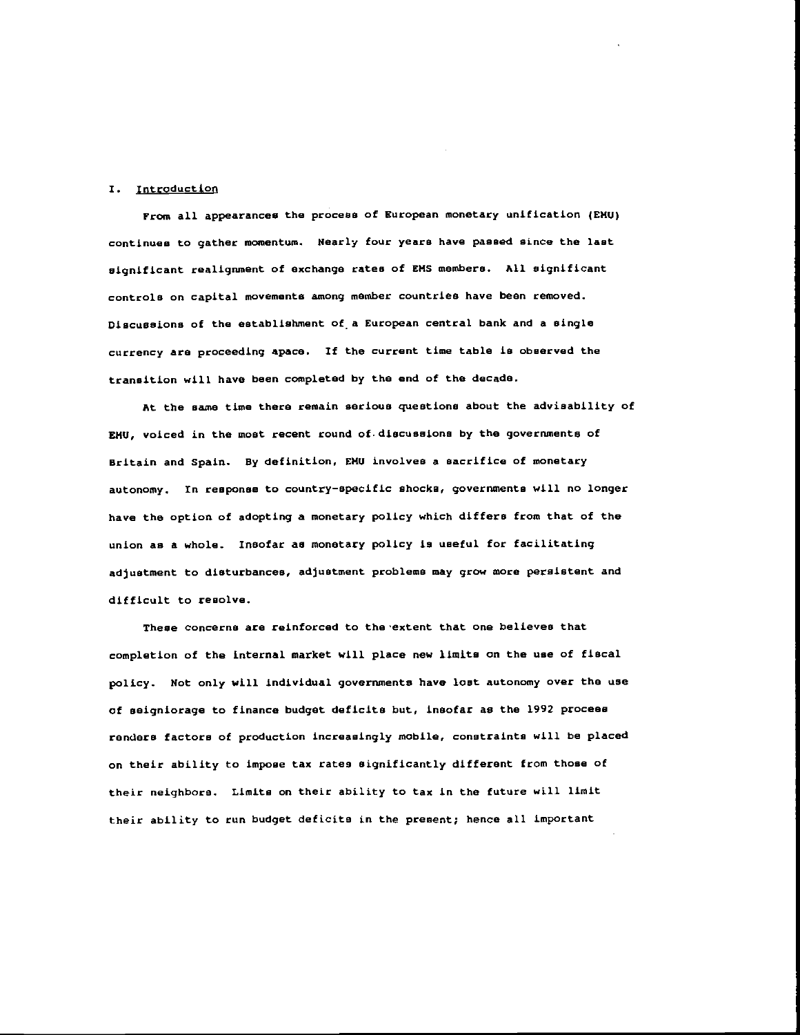## I. Introduction

From all appearances the process of European monetary unification (EMU) continues to gather momentum. Nearly four years have passed since the last significant realignment of exchange rates of EMS members. All significant controls on capital movements among member countries have been removed. Discussions of the establishment of a European central bank and a single currency are proceeding apace. If the current time table is observed the transition will have been completed by the end of the decade.

At the same time there remain serious questions about the advisability of EMU, voiced in the most recent round of discussions by the governments of Britain and Spain. By definition, EMU involves a sacrifice of monetary autonomy. In response to country-specific shocks, governments will no longer have the option of adopting a monetary policy which differs from that of the union as a whole. Insofar as monetary policy is useful for facilitating adjustment to disturbances, adjustment problems may grow more persistent and difficult to resolve.

These concerns are reinforced to the extent that one believes that completion of the internal market will place new limits on the use of fiscal policy. Not only will individual governments have lost autonomy over the use of seigniorage to finance budget deficits but, insofar as the 1992 process renders factors of production increasingly mobile, constraints will be placed on their ability to impose tax rates significantly different from those of their neighbors. Limits on their ability to tax in the future will limit their ability to run budget deficits in the present; hence all important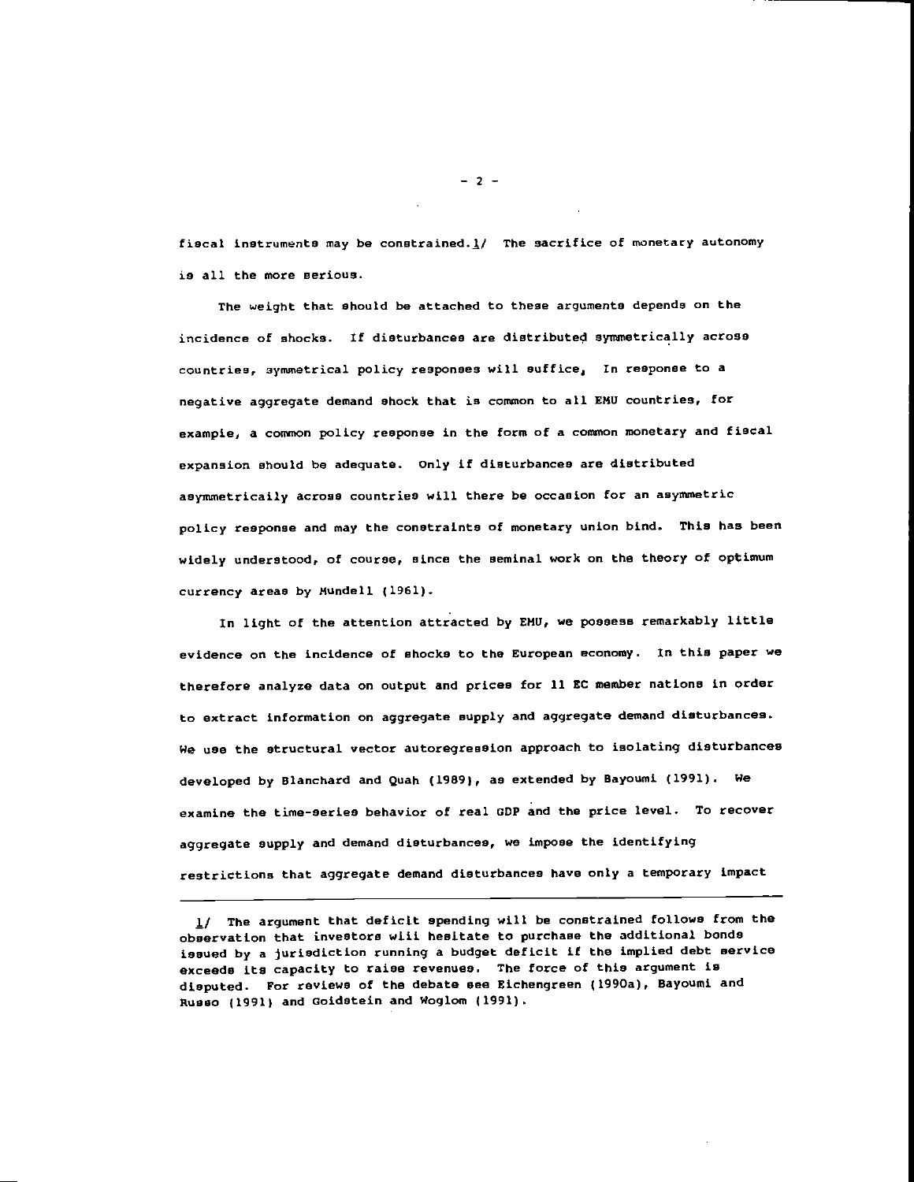fiscal instruments may be constrained.[1] The sacrifice of monetary autonomy is all the more serious.

The weight that should be attached to these arguments depends on the incidence of shocks. If disturbances are distributed symmetrically across countries, symmetrical policy responses will suffice. In response to a negative aggregate demand shock that is common to all EMU countries, for example, a common policy response in the form of a common monetary and fiscal expansion should be adequate. Only if disturbances are distributed asymmetrically across countries will there be occasion for an asymmetric policy response and may the constraints of monetary union bind. This has been widely understood, of course, since the seminal work on the theory of optimum currency areas by Mundell (1961).

In light of the attention attracted by EMU, we possess remarkably little evidence on the incidence of shocks to the European economy. In this paper we therefore analyze data on output and prices for 11 EC member nations in order to extract information on aggregate supply and aggregate demand disturbances. We use the structural vector autoregression approach to isolating disturbances developed by Blanchard and Quah (1989), as extended by Bayoumi (1991). We examine the time-series behavior of real GDP and the price level. To recover aggregate supply and demand disturbances, we impose the identifying restrictions that aggregate demand disturbances have only a temporary impact

---

[1] The argument that deficit spending will be constrained follows from the observation that investors will hesitate to purchase the additional bonds issued by a jurisdiction running a budget deficit if the implied debt service exceeds its capacity to raise revenues. The force of this argument is disputed. For reviews of the debate see Eichengreen (1990a), Bayoumi and Russo (1991) and Goldstein and Woglom (1991).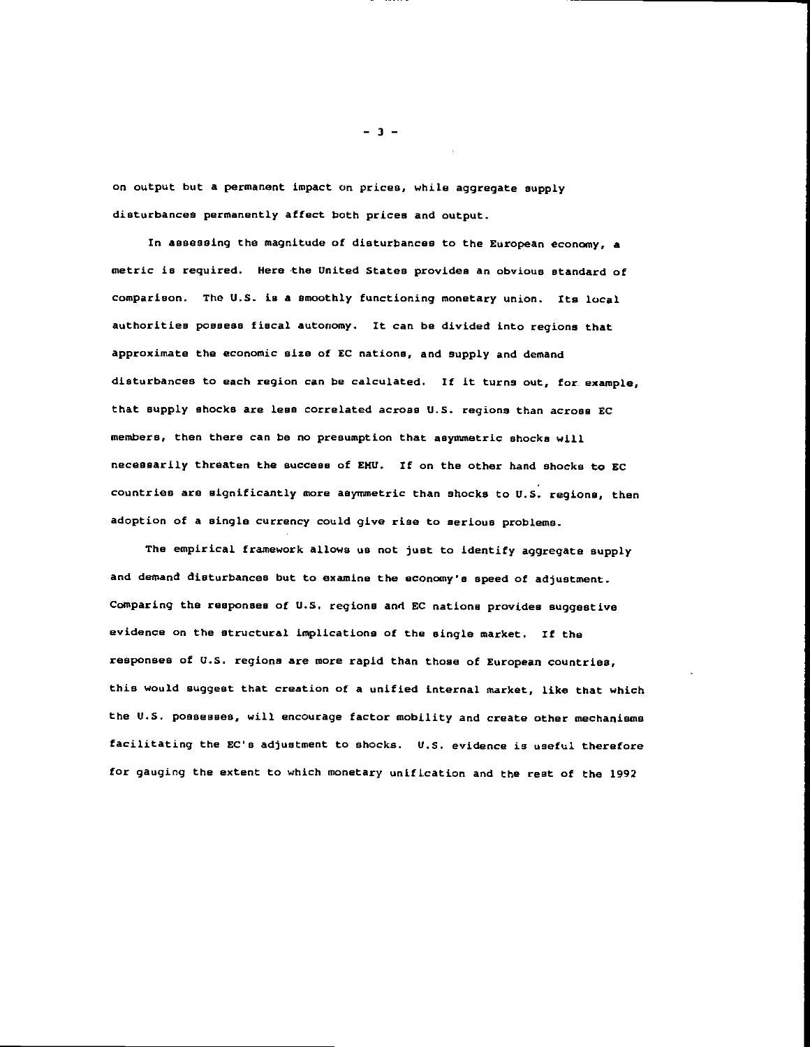on output but a permanent impact on prices, while aggregate supply disturbances permanently affect both prices and output.

In assessing the magnitude of disturbances to the European economy, a metric is required. Here the United States provides an obvious standard of comparison. The U.S. is a smoothly functioning monetary union. Its local authorities possess fiscal autonomy. It can be divided into regions that approximate the economic size of EC nations, and supply and demand disturbances to each region can be calculated. If it turns out, for example, that supply shocks are less correlated across U.S. regions than across EC members, then there can be no presumption that asymmetric shocks will necessarily threaten the success of EMU. If on the other hand shocks to EC countries are significantly more asymmetric than shocks to U.S. regions, then adoption of a single currency could give rise to serious problems.

The empirical framework allows us not just to identify aggregate supply and demand disturbances but to examine the economy's speed of adjustment. Comparing the responses of U.S. regions and EC nations provides suggestive evidence on the structural implications of the single market. If the responses of U.S. regions are more rapid than those of European countries, this would suggest that creation of a unified internal market, like that which the U.S. possesses, will encourage factor mobility and create other mechanisms facilitating the EC's adjustment to shocks. U.S. evidence is useful therefore for gauging the extent to which monetary unification and the rest of the 1992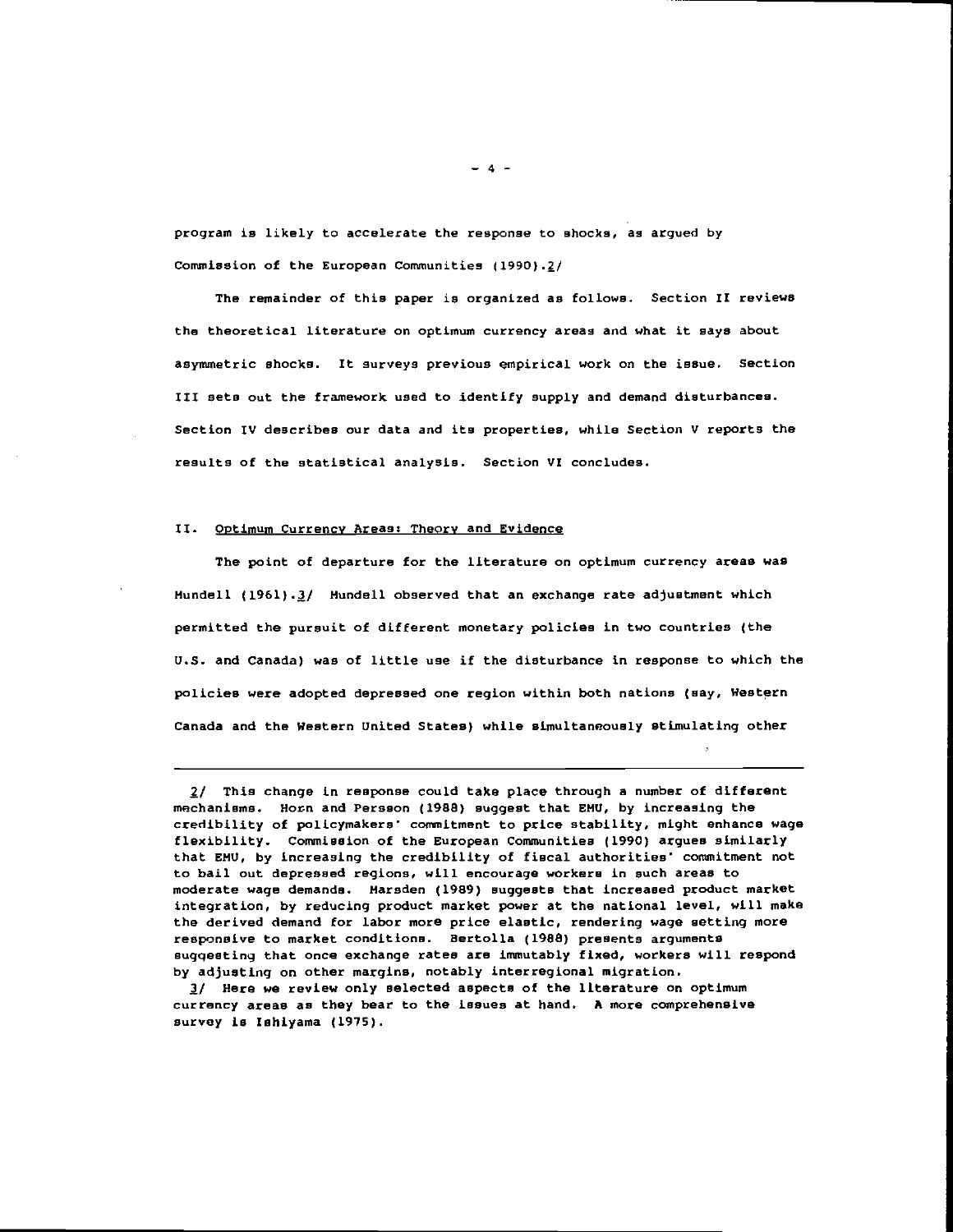program is likely to accelerate the response to shocks, as argued by Commission of the European Communities (1990).2/

The remainder of this paper is organized as follows. Section II reviews the theoretical literature on optimum currency areas and what it says about asymmetric shocks. It surveys previous empirical work on the issue. Section III sets out the framework used to identify supply and demand disturbances. Section IV describes our data and its properties, while Section V reports the results of the statistical analysis. Section VI concludes.

## II. Optimum Currency Areas: Theory and Evidence

The point of departure for the literature on optimum currency areas was Mundell (1961).3/ Mundell observed that an exchange rate adjustment which permitted the pursuit of different monetary policies in two countries (the U.S. and Canada) was of little use if the disturbance in response to which the policies were adopted depressed one region within both nations (say, Western Canada and the Western United States) while simultaneously stimulating other

---

2/ This change in response could take place through a number of different mechanisms. Horn and Persson (1988) suggest that EMU, by increasing the credibility of policymakers' commitment to price stability, might enhance wage flexibility. Commission of the European Communities (1990) argues similarly that EMU, by increasing the credibility of fiscal authorities' commitment not to bail out depressed regions, will encourage workers in such areas to moderate wage demands. Marsden (1989) suggests that increased product market integration, by reducing product market power at the national level, will make the derived demand for labor more price elastic, rendering wage setting more responsive to market conditions. Bertolla (1988) presents arguments suggesting that once exchange rates are immutably fixed, workers will respond by adjusting on other margins, notably interregional migration.

3/ Here we review only selected aspects of the literature on optimum currency areas as they bear to the issues at hand. A more comprehensive survey is Ishiyama (1975).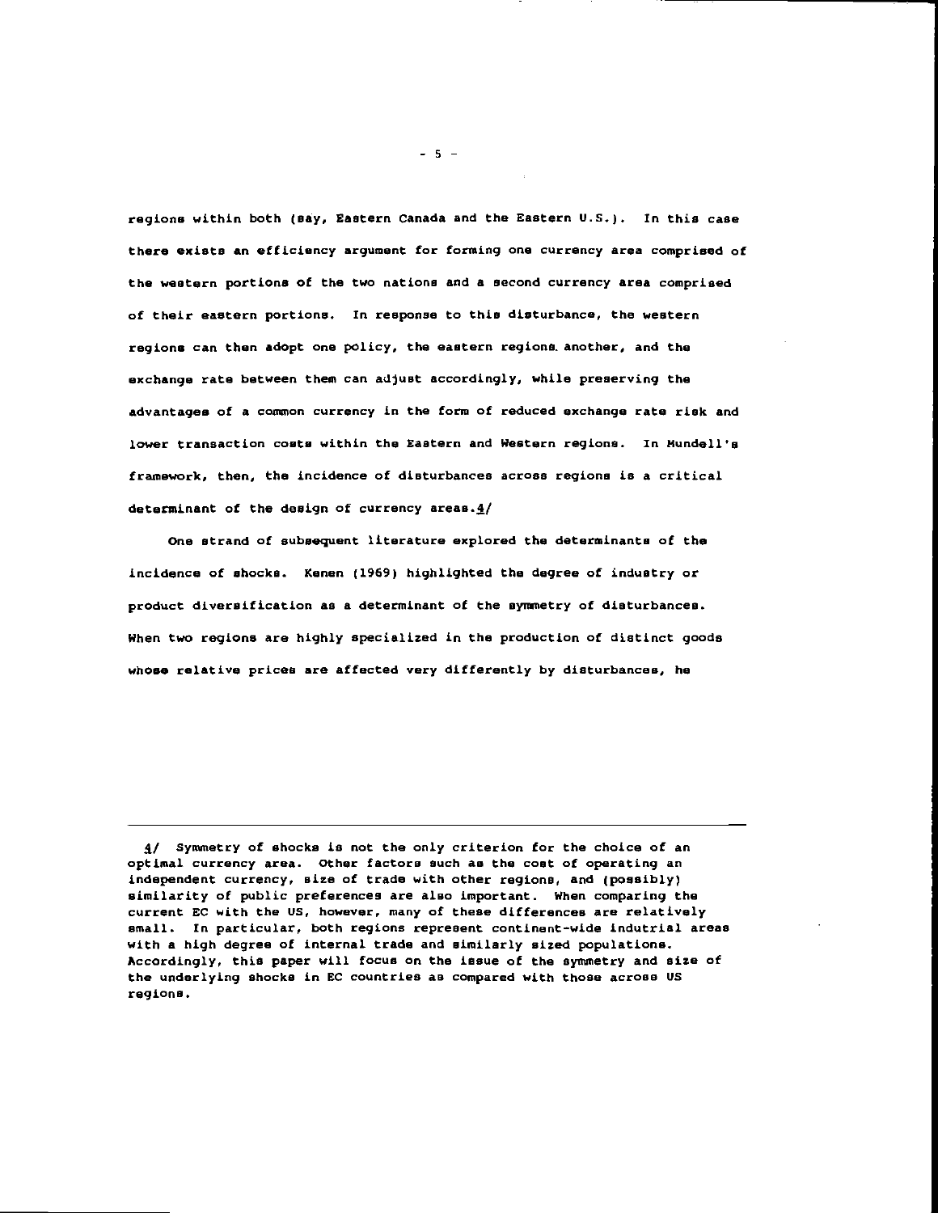regions within both (say, Eastern Canada and the Eastern U.S.). In this case there exists an efficiency argument for forming one currency area comprised of the western portions of the two nations and a second currency area comprised of their eastern portions. In response to this disturbance, the western regions can then adopt one policy, the eastern regions another, and the exchange rate between them can adjust accordingly, while preserving the advantages of a common currency in the form of reduced exchange rate risk and lower transaction costs within the Eastern and Western regions. In Mundell's framework, then, the incidence of disturbances across regions is a critical determinant of the design of currency areas.4/

One strand of subsequent literature explored the determinants of the incidence of shocks. Kenen (1969) highlighted the degree of industry or product diversification as a determinant of the symmetry of disturbances. When two regions are highly specialized in the production of distinct goods whose relative prices are affected very differently by disturbances, he

---

4/ Symmetry of shocks is not the only criterion for the choice of an optimal currency area. Other factors such as the cost of operating an independent currency, size of trade with other regions, and (possibly) similarity of public preferences are also important. When comparing the current EC with the US, however, many of these differences are relatively small. In particular, both regions represent continent-wide indutrial areas with a high degree of internal trade and similarly sized populations. Accordingly, this paper will focus on the issue of the symmetry and size of the underlying shocks in EC countries as compared with those across US regions.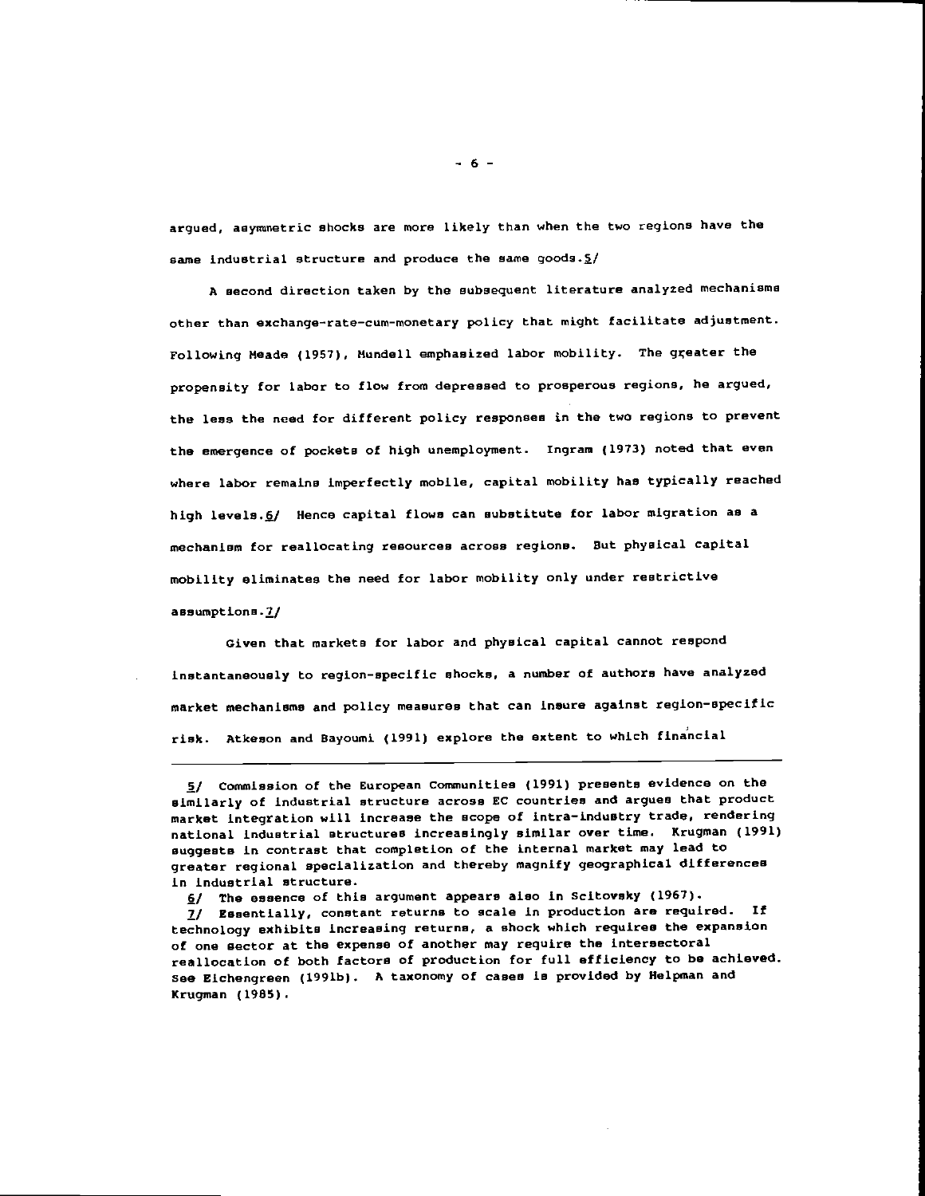argued, asymmetric shocks are more likely than when the two regions have the same industrial structure and produce the same goods.5/

A second direction taken by the subsequent literature analyzed mechanisms other than exchange-rate-cum-monetary policy that might facilitate adjustment. Following Meade (1957), Mundell emphasized labor mobility. The greater the propensity for labor to flow from depressed to prosperous regions, he argued, the less the need for different policy responses in the two regions to prevent the emergence of pockets of high unemployment. Ingram (1973) noted that even where labor remains imperfectly mobile, capital mobility has typically reached high levels.6/ Hence capital flows can substitute for labor migration as a mechanism for reallocating resources across regions. But physical capital mobility eliminates the need for labor mobility only under restrictive assumptions.7/

Given that markets for labor and physical capital cannot respond instantaneously to region-specific shocks, a number of authors have analyzed market mechanisms and policy measures that can insure against region-specific risk. Atkeson and Bayoumi (1991) explore the extent to which financial

---

5/ Commission of the European Communities (1991) presents evidence on the similarly of industrial structure across EC countries and argues that product market integration will increase the scope of intra-industry trade, rendering national industrial structures increasingly similar over time. Krugman (1991) suggests in contrast that completion of the internal market may lead to greater regional specialization and thereby magnify geographical differences in industrial structure.

6/ The essence of this argument appears also in Scitovsky (1967).

7/ Essentially, constant returns to scale in production are required. If technology exhibits increasing returns, a shock which requires the expansion of one sector at the expense of another may require the intersectoral reallocation of both factors of production for full efficiency to be achieved. See Eichengreen (1991b). A taxonomy of cases is provided by Helpman and Krugman (1985).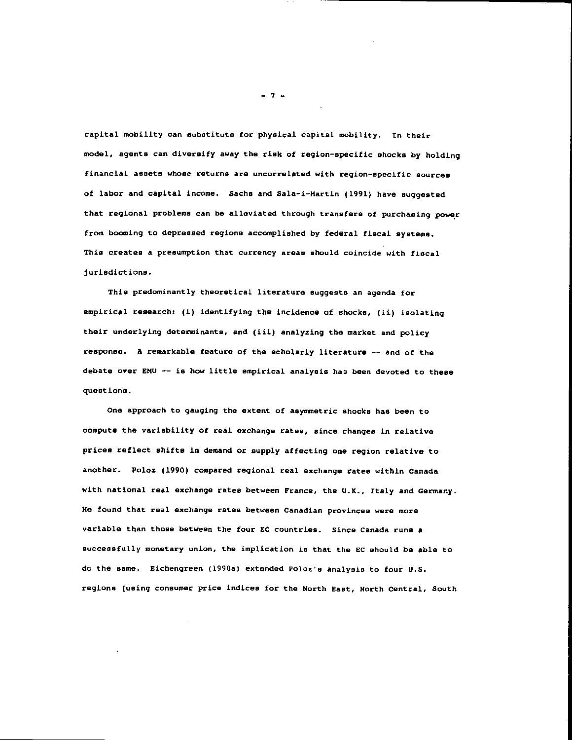capital mobility can substitute for physical capital mobility. In their model, agents can diversify away the risk of region-specific shocks by holding financial assets whose returns are uncorrelated with region-specific sources of labor and capital income. Sachs and Sala-i-Martin (1991) have suggested that regional problems can be alleviated through transfers of purchasing power from booming to depressed regions accomplished by federal fiscal systems. This creates a presumption that currency areas should coincide with fiscal jurisdictions.

This predominantly theoretical literature suggests an agenda for empirical research: (i) identifying the incidence of shocks, (ii) isolating their underlying determinants, and (iii) analyzing the market and policy response. A remarkable feature of the scholarly literature -- and of the debate over EMU -- is how little empirical analysis has been devoted to these questions.

One approach to gauging the extent of asymmetric shocks has been to compute the variability of real exchange rates, since changes in relative prices reflect shifts in demand or supply affecting one region relative to another. Poloz (1990) compared regional real exchange rates within Canada with national real exchange rates between France, the U.K., Italy and Germany. He found that real exchange rates between Canadian provinces were more variable than those between the four EC countries. Since Canada runs a successfully monetary union, the implication is that the EC should be able to do the same. Eichengreen (1990a) extended Poloz's analysis to four U.S. regions (using consumer price indices for the North East, North Central, South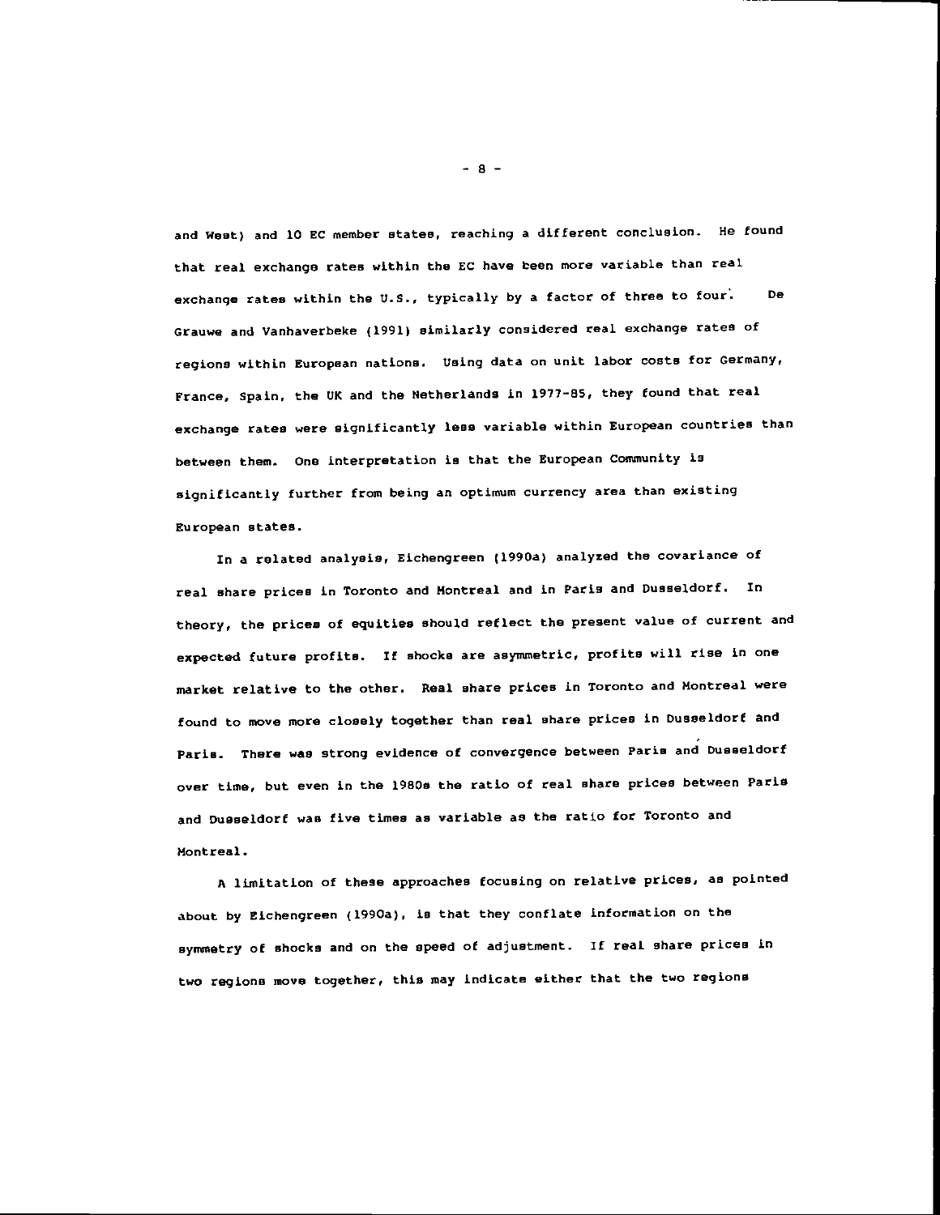and West) and 10 EC member states, reaching a different conclusion. He found that real exchange rates within the EC have been more variable than real exchange rates within the U.S., typically by a factor of three to four. De Grauwe and Vanhaverbeke (1991) similarly considered real exchange rates of regions within European nations. Using data on unit labor costs for Germany, France, Spain, the UK and the Netherlands in 1977-85, they found that real exchange rates were significantly less variable within European countries than between them. One interpretation is that the European Community is significantly further from being an optimum currency area than existing European states.

In a related analysis, Eichengreen (1990a) analyzed the covariance of real share prices in Toronto and Montreal and in Paris and Dusseldorf. In theory, the prices of equities should reflect the present value of current and expected future profits. If shocks are asymmetric, profits will rise in one market relative to the other. Real share prices in Toronto and Montreal were found to move more closely together than real share prices in Dusseldorf and Paris. There was strong evidence of convergence between Paris and Dusseldorf over time, but even in the 1980s the ratio of real share prices between Paris and Dusseldorf was five times as variable as the ratio for Toronto and Montreal.

A limitation of these approaches focusing on relative prices, as pointed about by Eichengreen (1990a), is that they conflate information on the symmetry of shocks and on the speed of adjustment. If real share prices in two regions move together, this may indicate either that the two regions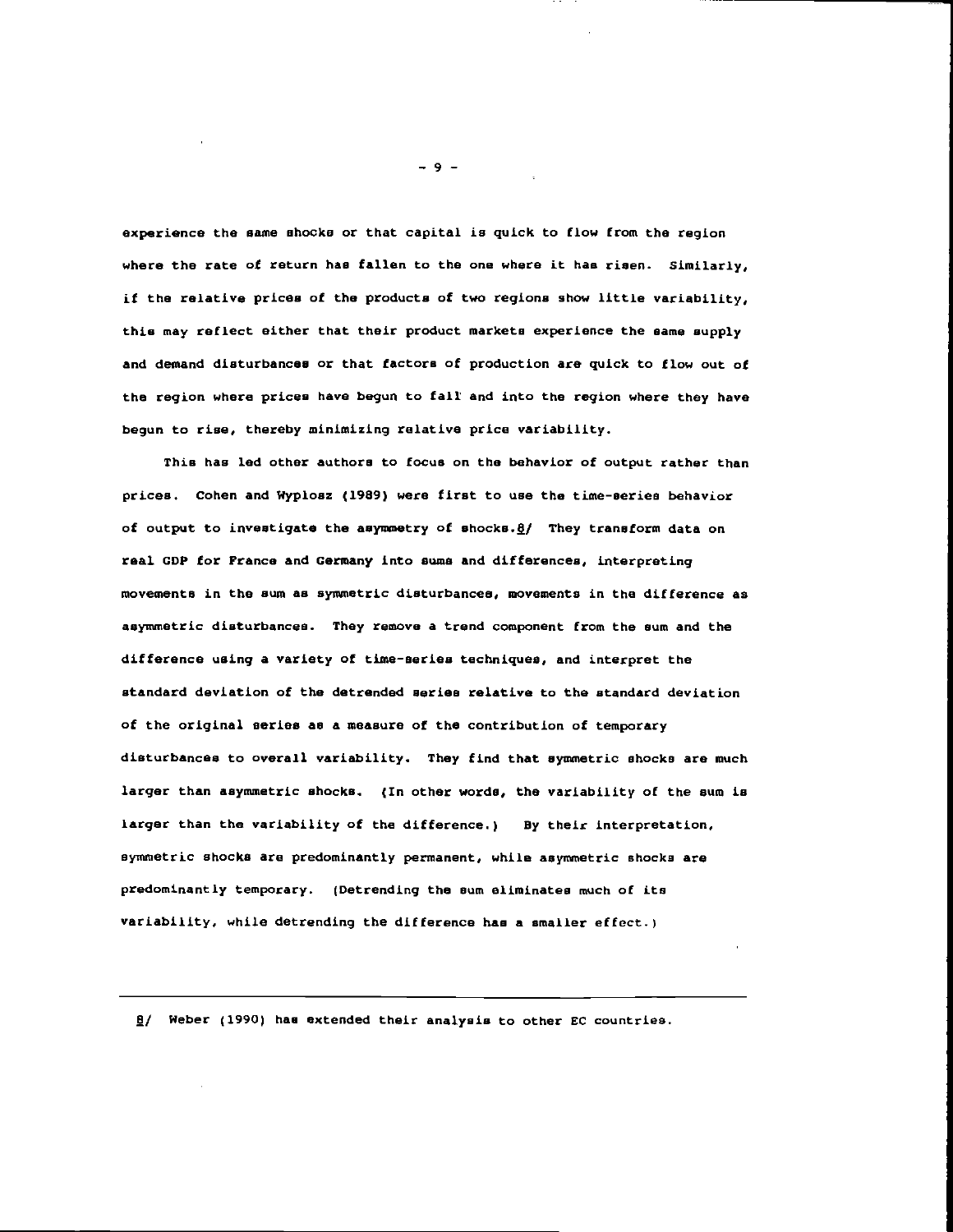experience the same shocks or that capital is quick to flow from the region where the rate of return has fallen to the one where it has risen. Similarly, if the relative prices of the products of two regions show little variability, this may reflect either that their product markets experience the same supply and demand disturbances or that factors of production are quick to flow out of the region where prices have begun to fall and into the region where they have begun to rise, thereby minimizing relative price variability.

This has led other authors to focus on the behavior of output rather than prices. Cohen and Wyplosz (1989) were first to use the time-series behavior of output to investigate the asymmetry of shocks.8/ They transform data on real GDP for France and Germany into sums and differences, interpreting movements in the sum as symmetric disturbances, movements in the difference as asymmetric disturbances. They remove a trend component from the sum and the difference using a variety of time-series techniques, and interpret the standard deviation of the detrended series relative to the standard deviation of the original series as a measure of the contribution of temporary disturbances to overall variability. They find that symmetric shocks are much larger than asymmetric shocks. (In other words, the variability of the sum is larger than the variability of the difference.) By their interpretation, symmetric shocks are predominantly permanent, while asymmetric shocks are predominantly temporary. (Detrending the sum eliminates much of its variability, while detrending the difference has a smaller effect.)

---

8/ Weber (1990) has extended their analysis to other EC countries.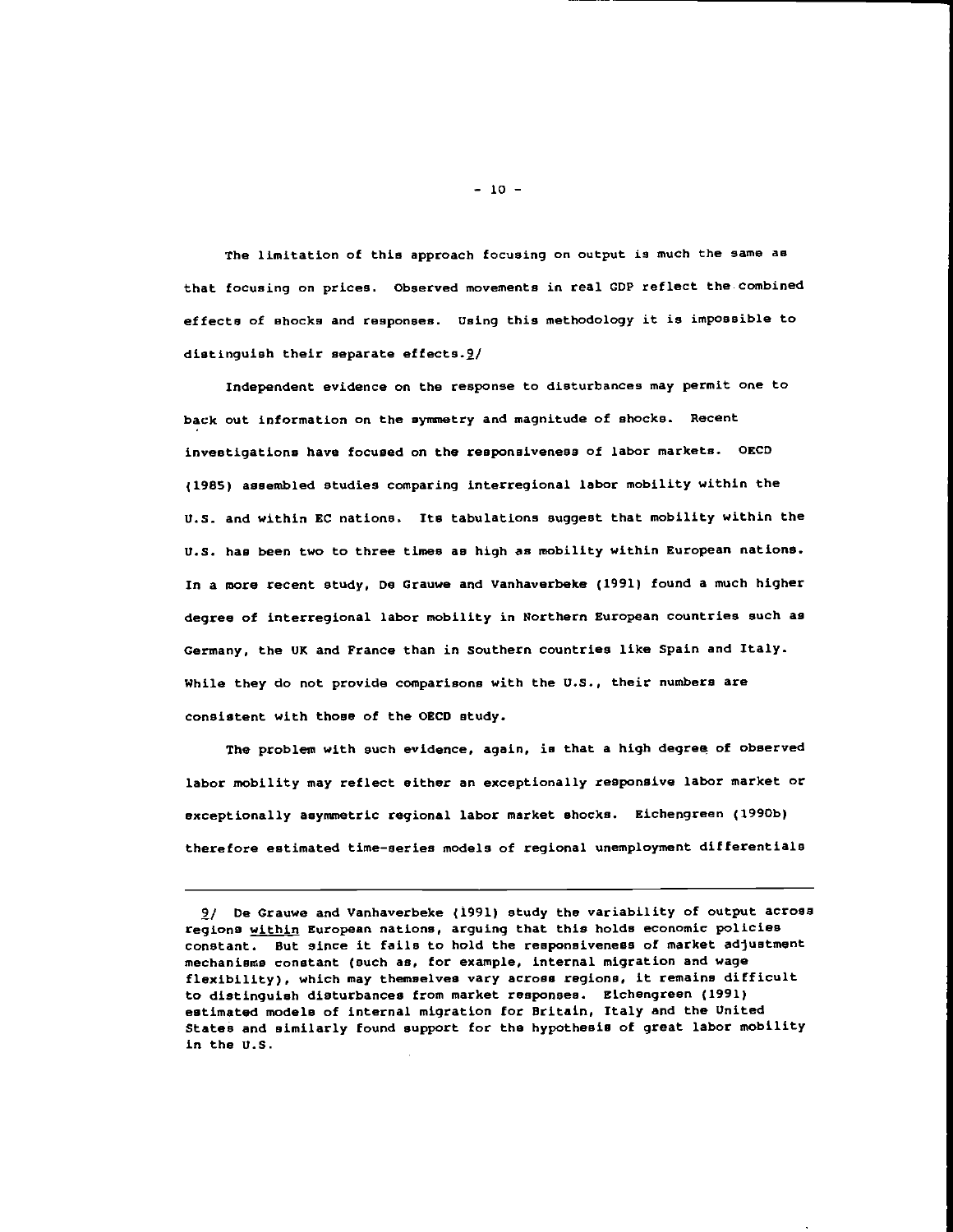The limitation of this approach focusing on output is much the same as that focusing on prices. Observed movements in real GDP reflect the combined effects of shocks and responses. Using this methodology it is impossible to distinguish their separate effects.9/

Independent evidence on the response to disturbances may permit one to back out information on the symmetry and magnitude of shocks. Recent investigations have focused on the responsiveness of labor markets. OECD (1985) assembled studies comparing interregional labor mobility within the U.S. and within EC nations. Its tabulations suggest that mobility within the U.S. has been two to three times as high as mobility within European nations. In a more recent study, De Grauwe and Vanhaverbeke (1991) found a much higher degree of interregional labor mobility in Northern European countries such as Germany, the UK and France than in Southern countries like Spain and Italy. While they do not provide comparisons with the U.S., their numbers are consistent with those of the OECD study.

The problem with such evidence, again, is that a high degree of observed labor mobility may reflect either an exceptionally responsive labor market or exceptionally asymmetric regional labor market shocks. Eichengreen (1990b) therefore estimated time-series models of regional unemployment differentials

---

9/ De Grauwe and Vanhaverbeke (1991) study the variability of output across regions _within_ European nations, arguing that this holds economic policies constant. But since it fails to hold the responsiveness of market adjustment mechanisms constant (such as, for example, internal migration and wage flexibility), which may themselves vary across regions, it remains difficult to distinguish disturbances from market responses. Eichengreen (1991) estimated models of internal migration for Britain, Italy and the United States and similarly found support for the hypothesis of great labor mobility in the U.S.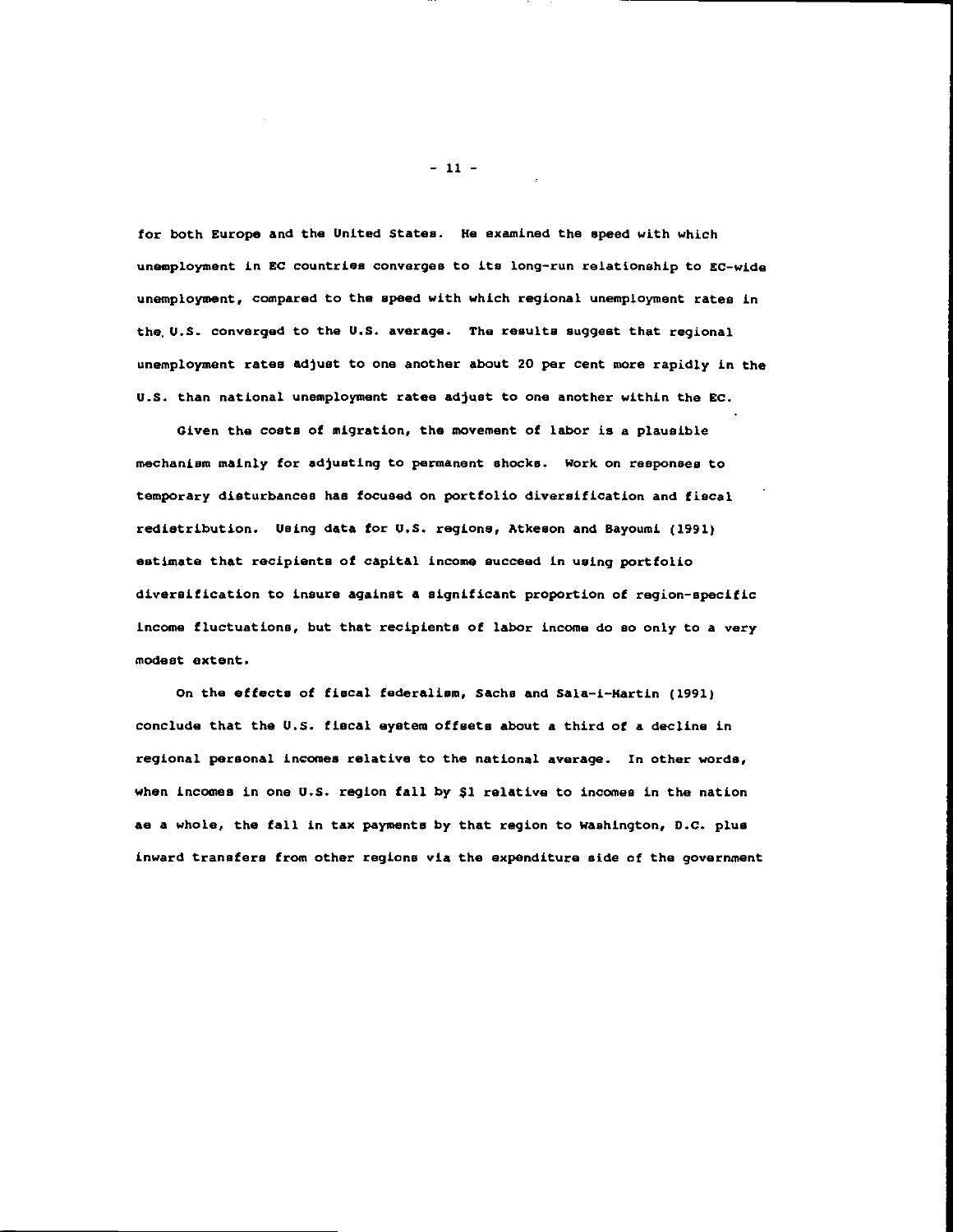for both Europe and the United States. He examined the speed with which unemployment in EC countries converges to its long-run relationship to EC-wide unemployment, compared to the speed with which regional unemployment rates in the U.S. converged to the U.S. average. The results suggest that regional unemployment rates adjust to one another about 20 per cent more rapidly in the U.S. than national unemployment rates adjust to one another within the EC.

Given the costs of migration, the movement of labor is a plausible mechanism mainly for adjusting to permanent shocks. Work on responses to temporary disturbances has focused on portfolio diversification and fiscal redistribution. Using data for U.S. regions, Atkeson and Bayoumi (1991) estimate that recipients of capital income succeed in using portfolio diversification to insure against a significant proportion of region-specific income fluctuations, but that recipients of labor income do so only to a very modest extent.

On the effects of fiscal federalism, Sachs and Sala-i-Martin (1991) conclude that the U.S. fiscal system offsets about a third of a decline in regional personal incomes relative to the national average. In other words, when incomes in one U.S. region fall by $1 relative to incomes in the nation as a whole, the fall in tax payments by that region to Washington, D.C. plus inward transfers from other regions via the expenditure side of the government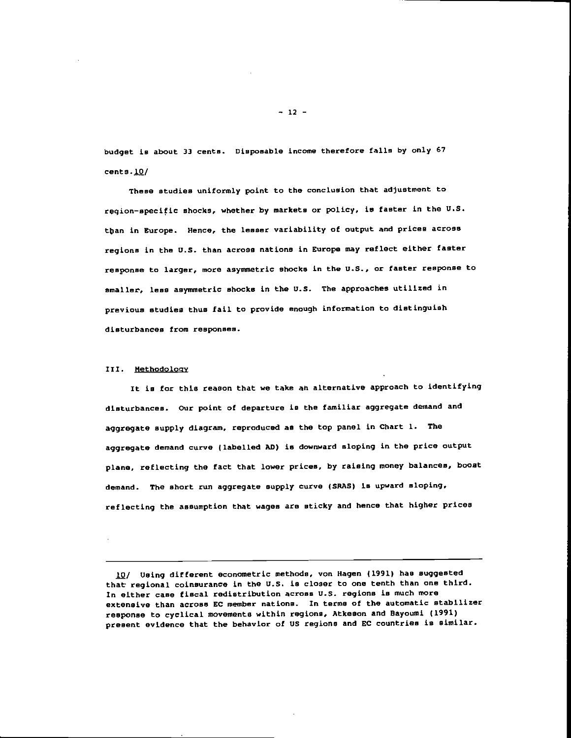budget is about 33 cents. Disposable income therefore falls by only 67 cents.[10]

These studies uniformly point to the conclusion that adjustment to region-specific shocks, whether by markets or policy, is faster in the U.S. than in Europe. Hence, the lesser variability of output and prices across regions in the U.S. than across nations in Europe may reflect either faster response to larger, more asymmetric shocks in the U.S., or faster response to smaller, less asymmetric shocks in the U.S. The approaches utilized in previous studies thus fail to provide enough information to distinguish disturbances from responses.

## III. Methodology

It is for this reason that we take an alternative approach to identifying disturbances. Our point of departure is the familiar aggregate demand and aggregate supply diagram, reproduced as the top panel in Chart 1. The aggregate demand curve (labelled AD) is downward sloping in the price output plane, reflecting the fact that lower prices, by raising money balances, boost demand. The short run aggregate supply curve (SRAS) is upward sloping, reflecting the assumption that wages are sticky and hence that higher prices

---

[10] Using different econometric methods, von Hagen (1991) has suggested that regional coinsurance in the U.S. is closer to one tenth than one third. In either case fiscal redistribution across U.S. regions is much more extensive than across EC member nations. In terms of the automatic stabilizer response to cyclical movements within regions, Atkeson and Bayoumi (1991) present evidence that the behavior of US regions and EC countries is similar.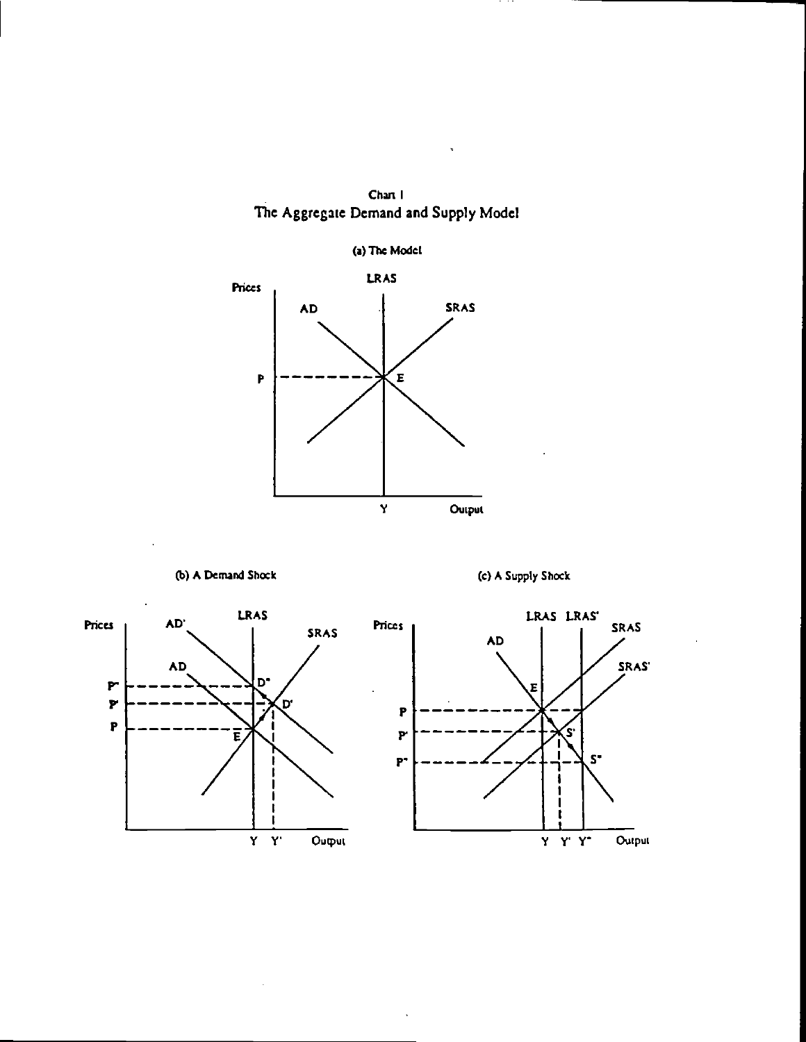Chart 1
The Aggregate Demand and Supply Model

(a) The Model

(b) A Demand Shock

(c) A Supply Shock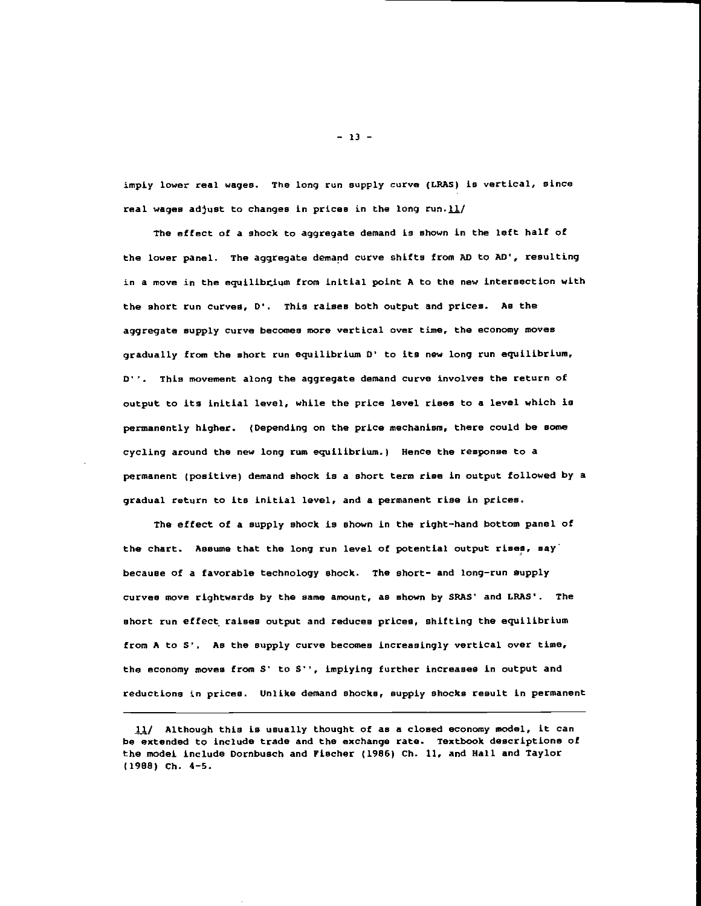imply lower real wages. The long run supply curve (LRAS) is vertical, since real wages adjust to changes in prices in the long run.11/

The effect of a shock to aggregate demand is shown in the left half of the lower panel. The aggregate demand curve shifts from AD to AD', resulting in a move in the equilibrium from initial point A to the new intersection with the short run curves, D'. This raises both output and prices. As the aggregate supply curve becomes more vertical over time, the economy moves gradually from the short run equilibrium D' to its new long run equilibrium, D''. This movement along the aggregate demand curve involves the return of output to its initial level, while the price level rises to a level which is permanently higher. (Depending on the price mechanism, there could be some cycling around the new long rum equilibrium.) Hence the response to a permanent (positive) demand shock is a short term rise in output followed by a gradual return to its initial level, and a permanent rise in prices.

The effect of a supply shock is shown in the right-hand bottom panel of the chart. Assume that the long run level of potential output rises, say because of a favorable technology shock. The short- and long-run supply curves move rightwards by the same amount, as shown by SRAS' and LRAS'. The short run effect raises output and reduces prices, shifting the equilibrium from A to S'. As the supply curve becomes increasingly vertical over time, the economy moves from S' to S'', implying further increases in output and reductions in prices. Unlike demand shocks, supply shocks result in permanent

---

11/ Although this is usually thought of as a closed economy model, it can be extended to include trade and the exchange rate. Textbook descriptions of the model include Dornbusch and Fischer (1986) Ch. 11, and Hall and Taylor (1988) Ch. 4-5.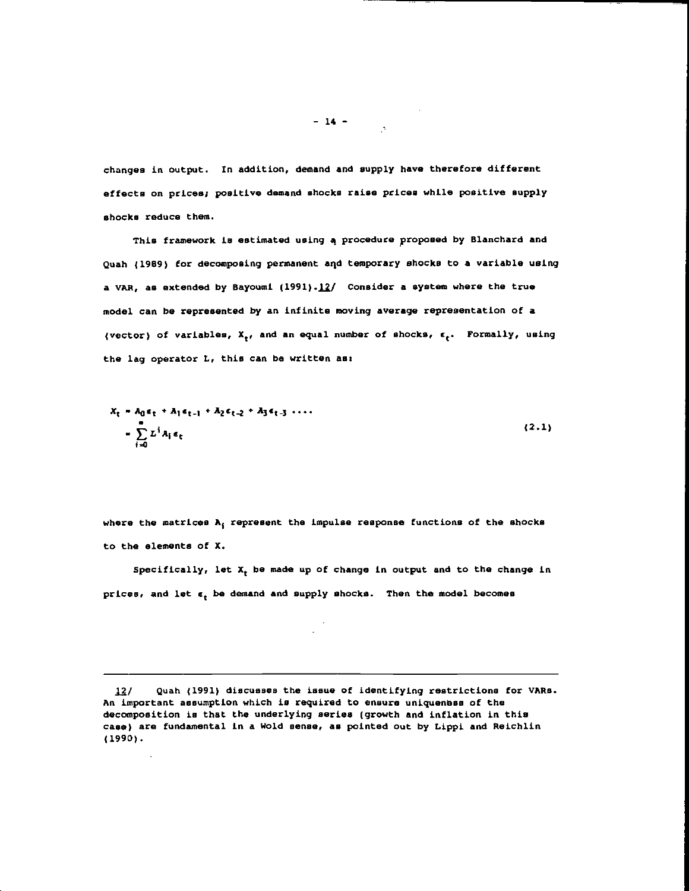changes in output. In addition, demand and supply have therefore different effects on prices; positive demand shocks raise prices while positive supply shocks reduce them.

This framework is estimated using a procedure proposed by Blanchard and Quah (1989) for decomposing permanent and temporary shocks to a variable using a VAR, as extended by Bayoumi (1991).12/ Consider a system where the true model can be represented by an infinite moving average representation of a (vector) of variables, $X_t$, and an equal number of shocks, $\epsilon_t$. Formally, using the lag operator L, this can be written as:

$$
\begin{aligned}
X_t &= A_0\epsilon_t + A_1\epsilon_{t-1} + A_2\epsilon_{t-2} + A_3\epsilon_{t-3} \cdots \\
&= \sum_{i=0}^{\infty} L^i A_i \epsilon_t
\end{aligned}
\tag{2.1}
$$

where the matrices $A_i$ represent the impulse response functions of the shocks to the elements of X.

Specifically, let $X_t$ be made up of change in output and to the change in prices, and let $\epsilon_t$ be demand and supply shocks. Then the model becomes

---

12/ Quah (1991) discusses the issue of identifying restrictions for VARs. An important assumption which is required to ensure uniqueness of the decomposition is that the underlying series (growth and inflation in this case) are fundamental in a Wold sense, as pointed out by Lippi and Reichlin (1990).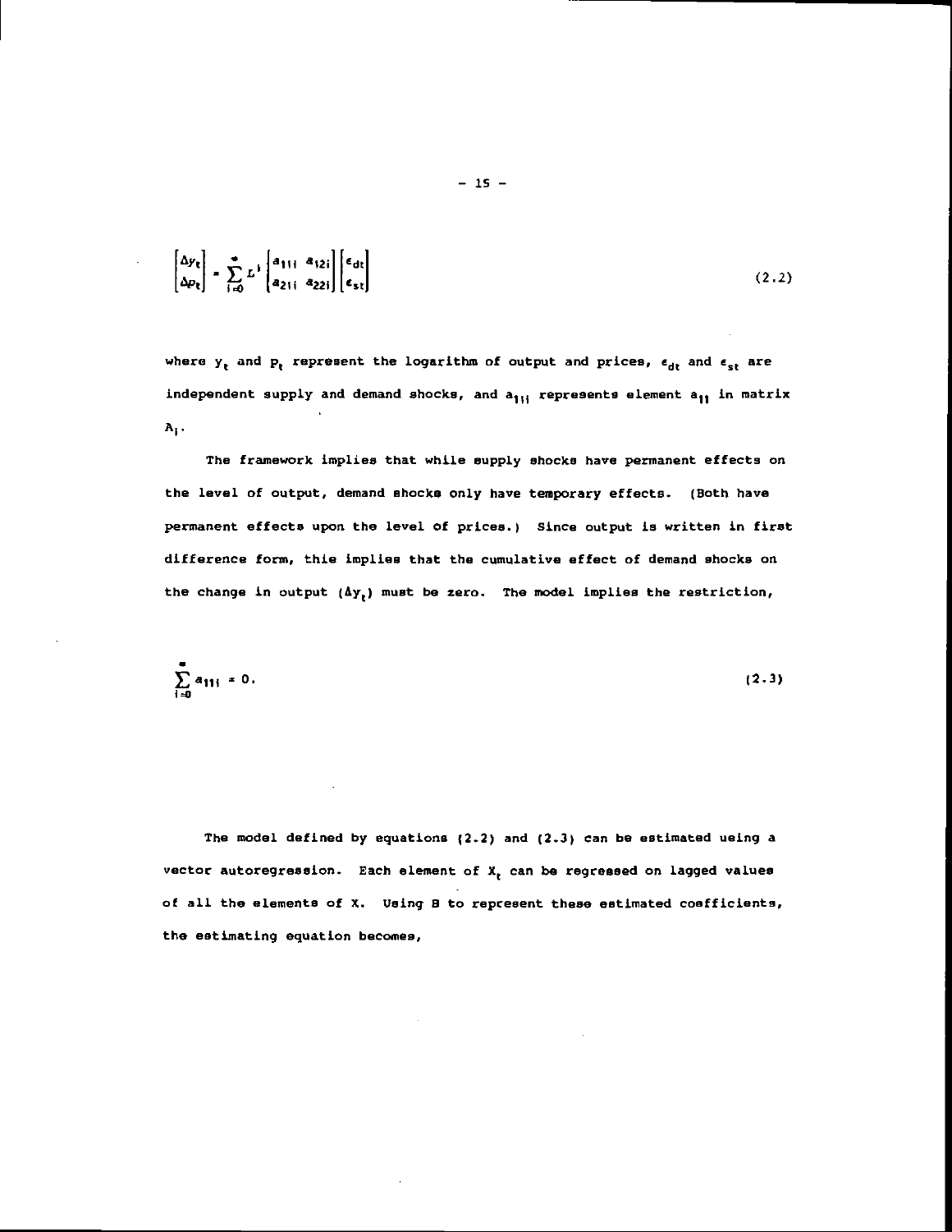$$\begin{bmatrix} \Delta y_t \\ \Delta p_t \end{bmatrix} = \sum_{i=0}^{\infty} L^i \begin{bmatrix} a_{11i} & a_{12i} \\ a_{21i} & a_{22i} \end{bmatrix} \begin{bmatrix} \epsilon_{dt} \\ \epsilon_{st} \end{bmatrix} \tag{2.2}$$

where $y_t$ and $p_t$ represent the logarithm of output and prices, $\epsilon_{dt}$ and $\epsilon_{st}$ are independent supply and demand shocks, and $a_{11i}$ represents element $a_{11}$ in matrix $A_i$.

The framework implies that while supply shocks have permanent effects on the level of output, demand shocks only have temporary effects. (Both have permanent effects upon the level of prices.) Since output is written in first difference form, this implies that the cumulative effect of demand shocks on the change in output ($\Delta y_t$) must be zero. The model implies the restriction,

$$\sum_{i=0}^{\infty} a_{11i} = 0. \tag{2.3}$$

The model defined by equations (2.2) and (2.3) can be estimated using a vector autoregression. Each element of $X_t$ can be regressed on lagged values of all the elements of X. Using B to represent these estimated coefficients, the estimating equation becomes,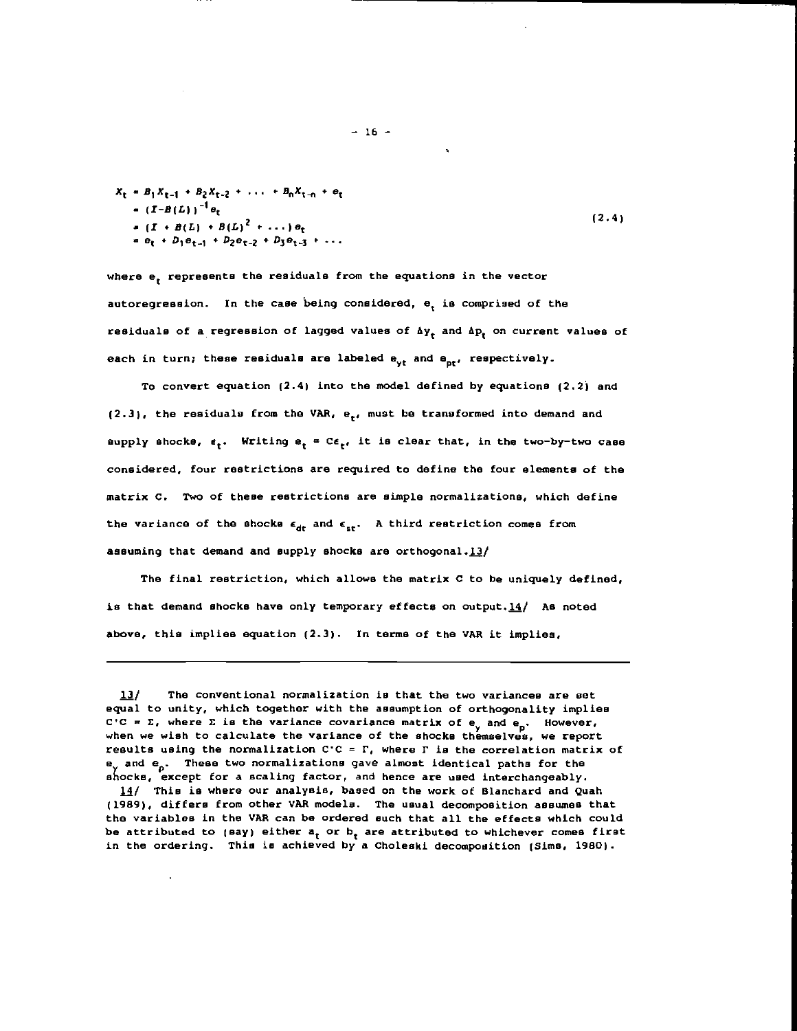$$
\begin{aligned}
X_t &= B_1 X_{t-1} + B_2 X_{t-2} + \dots + B_n X_{t-n} + e_t \\
&= (I - B(L))^{-1} e_t \\
&= (I + B(L) + B(L)^2 + \dots) e_t \\
&= e_t + D_1 e_{t-1} + D_2 e_{t-2} + D_3 e_{t-3} + \dots
\end{aligned}
\tag{2.4}
$$

where $e_t$ represents the residuals from the equations in the vector autoregression. In the case being considered, $e_t$ is comprised of the residuals of a regression of lagged values of $\Delta y_t$ and $\Delta p_t$ on current values of each in turn; these residuals are labeled $e_{yt}$ and $e_{pt}$, respectively.

To convert equation (2.4) into the model defined by equations (2.2) and (2.3), the residuals from the VAR, $e_t$, must be transformed into demand and supply shocks, $\epsilon_t$. Writing $e_t = C\epsilon_t$, it is clear that, in the two-by-two case considered, four restrictions are required to define the four elements of the matrix C. Two of these restrictions are simple normalizations, which define the variance of the shocks $\epsilon_{dt}$ and $\epsilon_{st}$. A third restriction comes from assuming that demand and supply shocks are orthogonal.13/

The final restriction, which allows the matrix C to be uniquely defined, is that demand shocks have only temporary effects on output.14/ As noted above, this implies equation (2.3). In terms of the VAR it implies,

---

13/ The conventional normalization is that the two variances are set equal to unity, which together with the assumption of orthogonality implies $C'C = \Sigma$, where $\Sigma$ is the variance covariance matrix of $e_y$ and $e_p$. However, when we wish to calculate the variance of the shocks themselves, we report results using the normalization $C'C = \Gamma$, where $\Gamma$ is the correlation matrix of $e_y$ and $e_p$. These two normalizations gave almost identical paths for the shocks, except for a scaling factor, and hence are used interchangeably.

14/ This is where our analysis, based on the work of Blanchard and Quah (1989), differs from other VAR models. The usual decomposition assumes that the variables in the VAR can be ordered such that all the effects which could be attributed to (say) either $a_t$ or $b_t$ are attributed to whichever comes first in the ordering. This is achieved by a Choleski decomposition (Sims, 1980).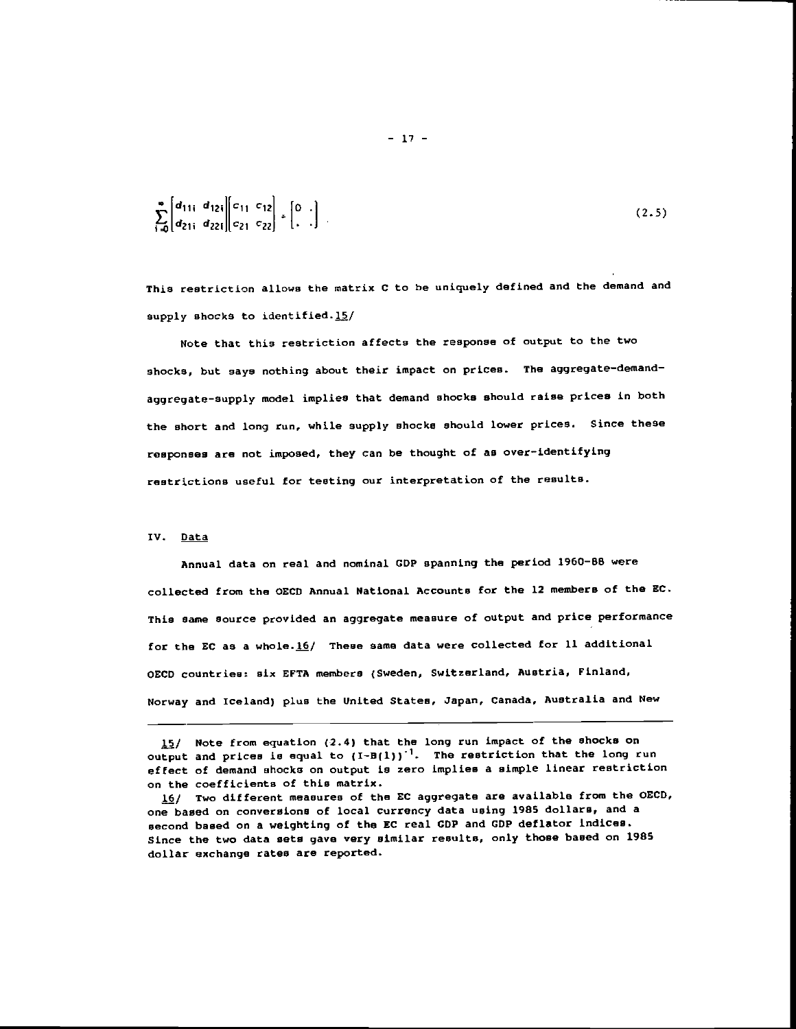$$\sum_{i=0}^{\infty} \begin{bmatrix} d_{11i} & d_{12i} \\ d_{21i} & d_{22i} \end{bmatrix} \begin{bmatrix} c_{11} & c_{12} \\ c_{21} & c_{22} \end{bmatrix} = \begin{bmatrix} 0 & . \\ . & . \end{bmatrix} \tag{2.5}$$

This restriction allows the matrix C to be uniquely defined and the demand and supply shocks to identified.15/

Note that this restriction affects the response of output to the two shocks, but says nothing about their impact on prices. The aggregate-demand-aggregate-supply model implies that demand shocks should raise prices in both the short and long run, while supply shocks should lower prices. Since these responses are not imposed, they can be thought of as over-identifying restrictions useful for testing our interpretation of the results.

## IV. Data

Annual data on real and nominal GDP spanning the period 1960-88 were collected from the OECD Annual National Accounts for the 12 members of the EC. This same source provided an aggregate measure of output and price performance for the EC as a whole.16/ These same data were collected for 11 additional OECD countries: six EFTA members (Sweden, Switzerland, Austria, Finland, Norway and Iceland) plus the United States, Japan, Canada, Australia and New

---

15/ Note from equation (2.4) that the long run impact of the shocks on output and prices is equal to $(I-B(1))^{-1}$. The restriction that the long run effect of demand shocks on output is zero implies a simple linear restriction on the coefficients of this matrix.

16/ Two different measures of the EC aggregate are available from the OECD, one based on conversions of local currency data using 1985 dollars, and a second based on a weighting of the EC real GDP and GDP deflator indices. Since the two data sets gave very similar results, only those based on 1985 dollar exchange rates are reported.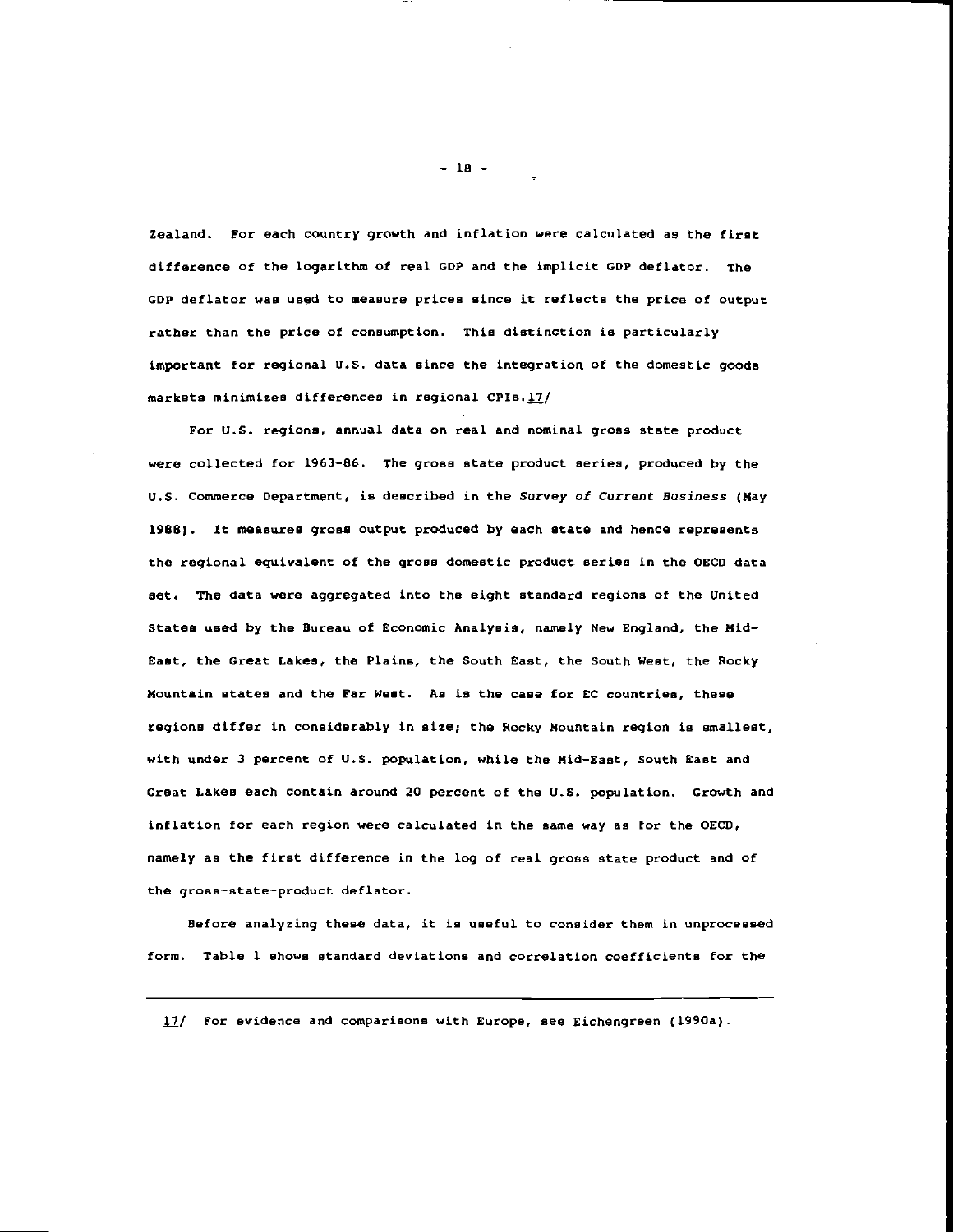Zealand. For each country growth and inflation were calculated as the first difference of the logarithm of real GDP and the implicit GDP deflator. The GDP deflator was used to measure prices since it reflects the price of output rather than the price of consumption. This distinction is particularly important for regional U.S. data since the integration of the domestic goods markets minimizes differences in regional CPIs.17/

For U.S. regions, annual data on real and nominal gross state product were collected for 1963-86. The gross state product series, produced by the U.S. Commerce Department, is described in the *Survey of Current Business* (May 1988). It measures gross output produced by each state and hence represents the regional equivalent of the gross domestic product series in the OECD data set. The data were aggregated into the eight standard regions of the United States used by the Bureau of Economic Analysis, namely New England, the Mid-East, the Great Lakes, the Plains, the South East, the South West, the Rocky Mountain states and the Far West. As is the case for EC countries, these regions differ in considerably in size; the Rocky Mountain region is smallest, with under 3 percent of U.S. population, while the Mid-East, South East and Great Lakes each contain around 20 percent of the U.S. population. Growth and inflation for each region were calculated in the same way as for the OECD, namely as the first difference in the log of real gross state product and of the gross-state-product deflator.

Before analyzing these data, it is useful to consider them in unprocessed form. Table 1 shows standard deviations and correlation coefficients for the

---

17/ For evidence and comparisons with Europe, see Eichengreen (1990a).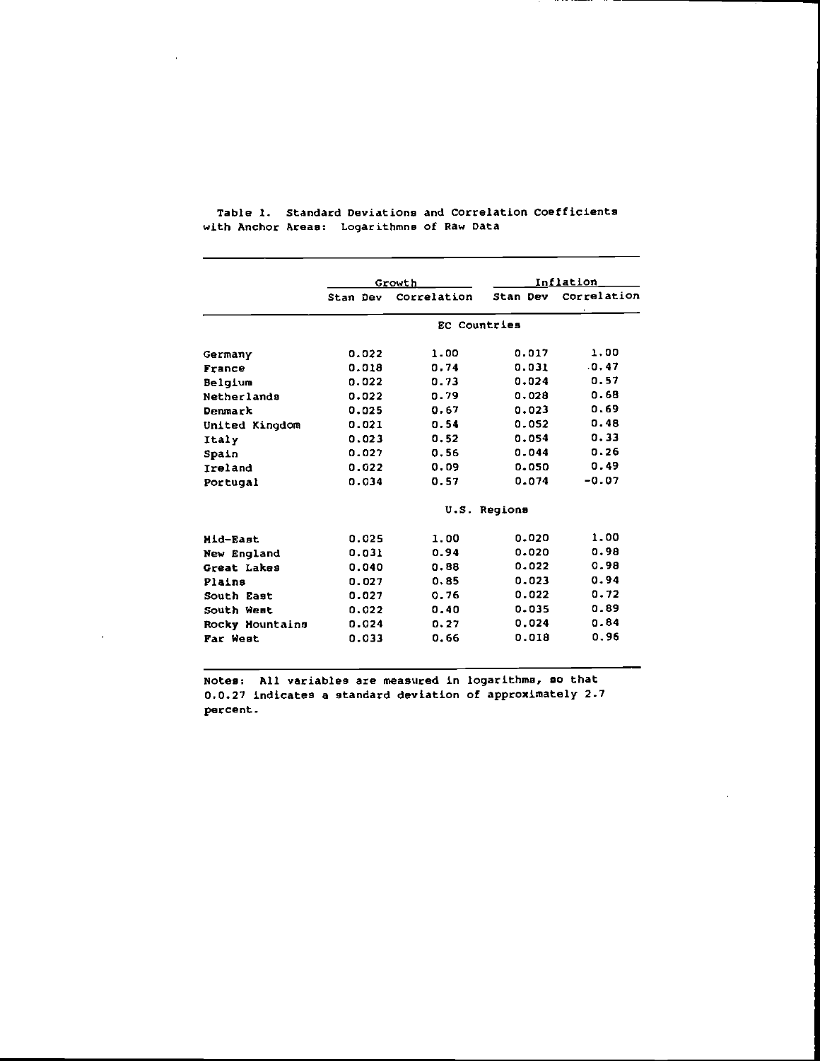Table 1. Standard Deviations and Correlation Coefficients with Anchor Areas: Logarithmns of Raw Data

| | Growth | | Inflation | |
|---|---|---|---|---|
| | Stan Dev | Correlation | Stan Dev | Correlation |
| **EC Countries** | | | | |
| Germany | 0.022 | 1.00 | 0.017 | 1.00 |
| France | 0.018 | 0.74 | 0.031 | .0.47 |
| Belgium | 0.022 | 0.73 | 0.024 | 0.57 |
| Netherlands | 0.022 | 0.79 | 0.028 | 0.68 |
| Denmark | 0.025 | 0.67 | 0.023 | 0.69 |
| United Kingdom | 0.021 | 0.54 | 0.052 | 0.48 |
| Italy | 0.023 | 0.52 | 0.054 | 0.33 |
| Spain | 0.027 | 0.56 | 0.044 | 0.26 |
| Ireland | 0.022 | 0.09 | 0.050 | 0.49 |
| Portugal | 0.034 | 0.57 | 0.074 | -0.07 |
| **U.S. Regions** | | | | |
| Mid-East | 0.025 | 1.00 | 0.020 | 1.00 |
| New England | 0.031 | 0.94 | 0.020 | 0.98 |
| Great Lakes | 0.040 | 0.88 | 0.022 | 0.98 |
| Plains | 0.027 | 0.85 | 0.023 | 0.94 |
| South East | 0.027 | 0.76 | 0.022 | 0.72 |
| South West | 0.022 | 0.40 | 0.035 | 0.89 |
| Rocky Mountains | 0.024 | 0.27 | 0.024 | 0.84 |
| Far West | 0.033 | 0.66 | 0.018 | 0.96 |

Notes: All variables are measured in logarithms, so that 0.0.27 indicates a standard deviation of approximately 2.7 percent.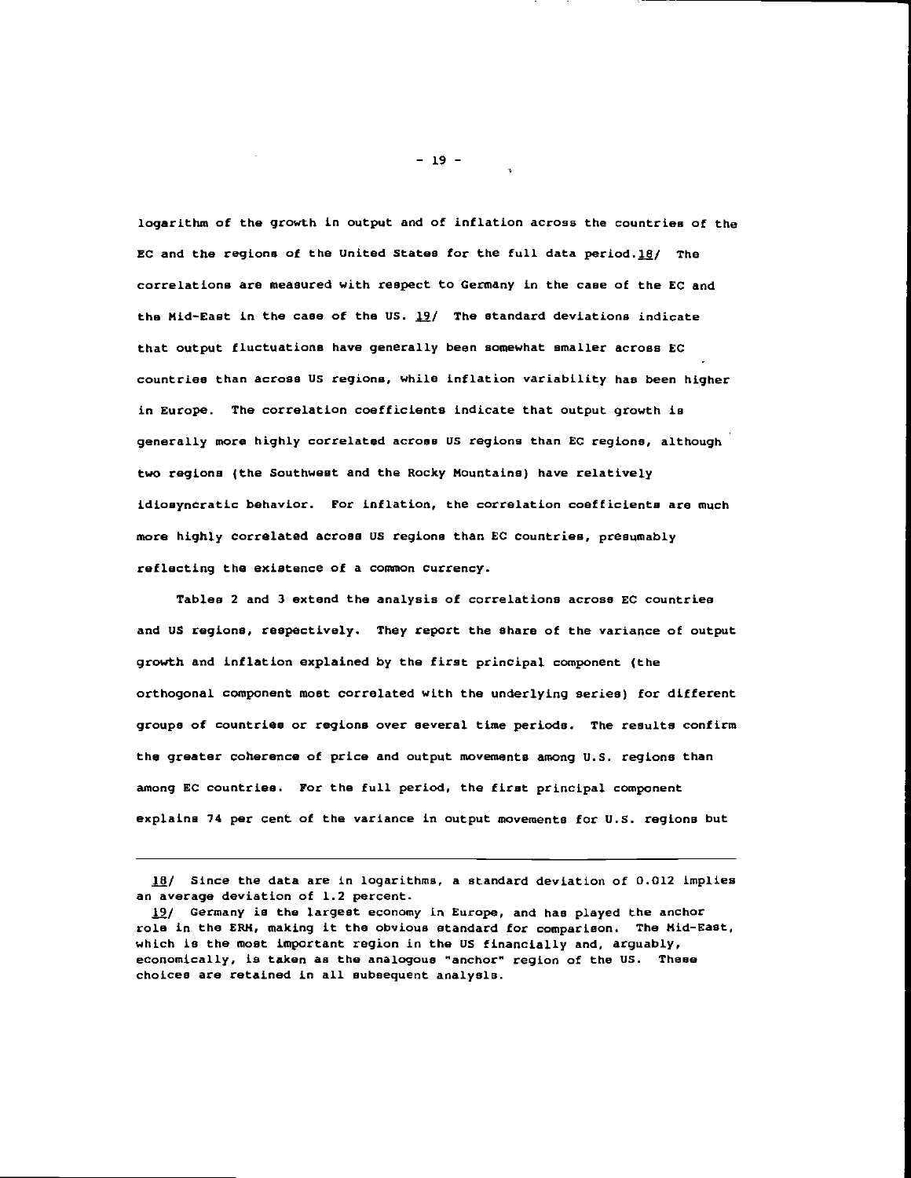logarithm of the growth in output and of inflation across the countries of the EC and the regions of the United States for the full data period.18/ The correlations are measured with respect to Germany in the case of the EC and the Mid-East in the case of the US. 19/ The standard deviations indicate that output fluctuations have generally been somewhat smaller across EC countries than across US regions, while inflation variability has been higher in Europe. The correlation coefficients indicate that output growth is generally more highly correlated across US regions than EC regions, although two regions (the Southwest and the Rocky Mountains) have relatively idiosyncratic behavior. For inflation, the correlation coefficients are much more highly correlated across US regions than EC countries, presumably reflecting the existence of a common currency.

Tables 2 and 3 extend the analysis of correlations across EC countries and US regions, respectively. They report the share of the variance of output growth and inflation explained by the first principal component (the orthogonal component most correlated with the underlying series) for different groups of countries or regions over several time periods. The results confirm the greater coherence of price and output movements among U.S. regions than among EC countries. For the full period, the first principal component explains 74 per cent of the variance in output movements for U.S. regions but

---

18/ Since the data are in logarithms, a standard deviation of 0.012 implies an average deviation of 1.2 percent.

19/ Germany is the largest economy in Europe, and has played the anchor role in the ERM, making it the obvious standard for comparison. The Mid-East, which is the most important region in the US financially and, arguably, economically, is taken as the analogous "anchor" region of the US. These choices are retained in all subsequent analysis.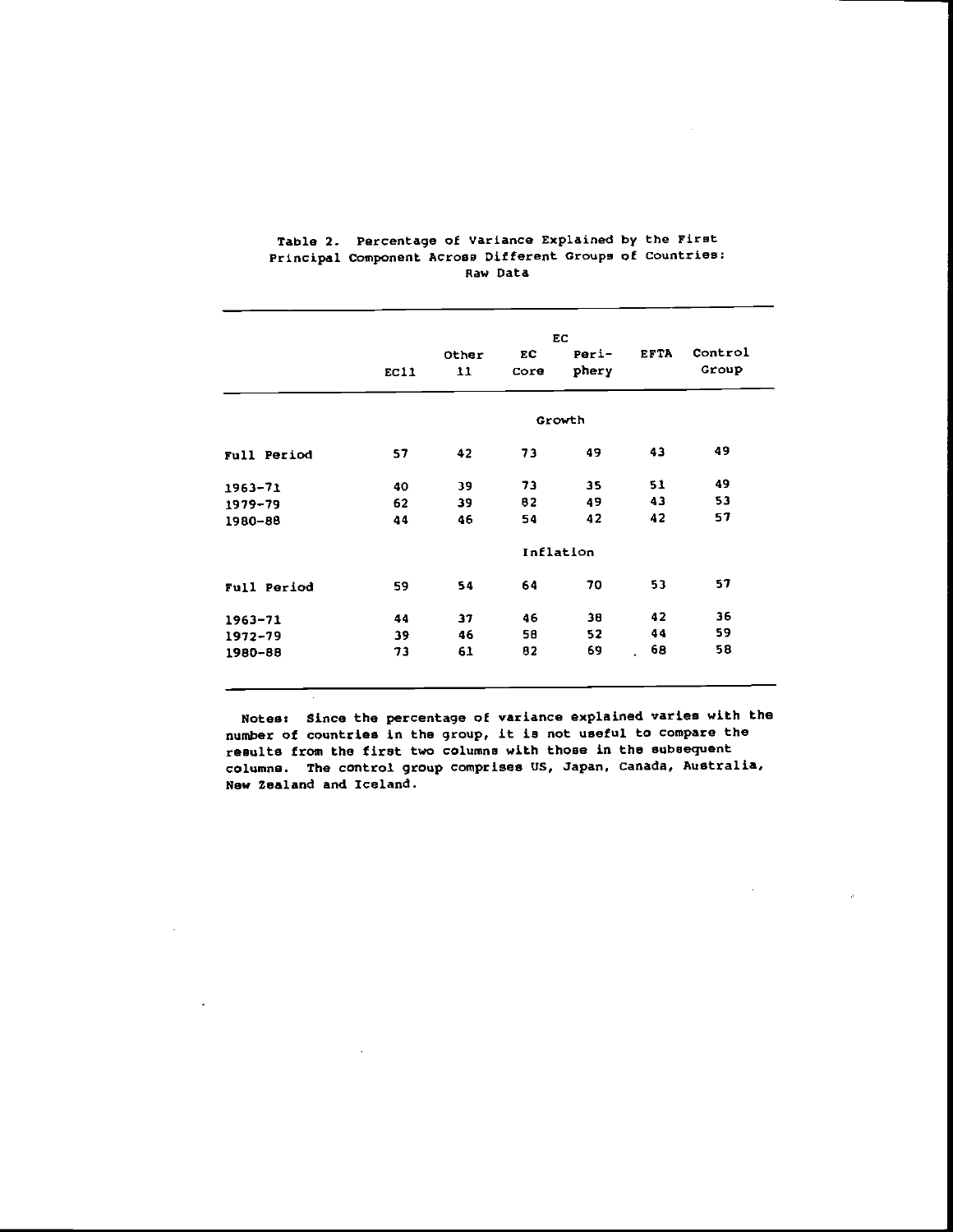Table 2. Percentage of Variance Explained by the First Principal Component Across Different Groups of Countries: Raw Data

| | EC11 | Other 11 | EC Core | EC Periphery | EFTA | Control Group |
|---|---|---|---|---|---|---|
| | | | **Growth** | | | |
| Full Period | 57 | 42 | 73 | 49 | 43 | 49 |
| 1963-71 | 40 | 39 | 73 | 35 | 51 | 49 |
| 1979-79 | 62 | 39 | 82 | 49 | 43 | 53 |
| 1980-88 | 44 | 46 | 54 | 42 | 42 | 57 |
| | | | **Inflation** | | | |
| Full Period | 59 | 54 | 64 | 70 | 53 | 57 |
| 1963-71 | 44 | 37 | 46 | 38 | 42 | 36 |
| 1972-79 | 39 | 46 | 58 | 52 | 44 | 59 |
| 1980-88 | 73 | 61 | 82 | 69 | 68 | 58 |

Notes: Since the percentage of variance explained varies with the number of countries in the group, it is not useful to compare the results from the first two columns with those in the subsequent columns. The control group comprises US, Japan, Canada, Australia, New Zealand and Iceland.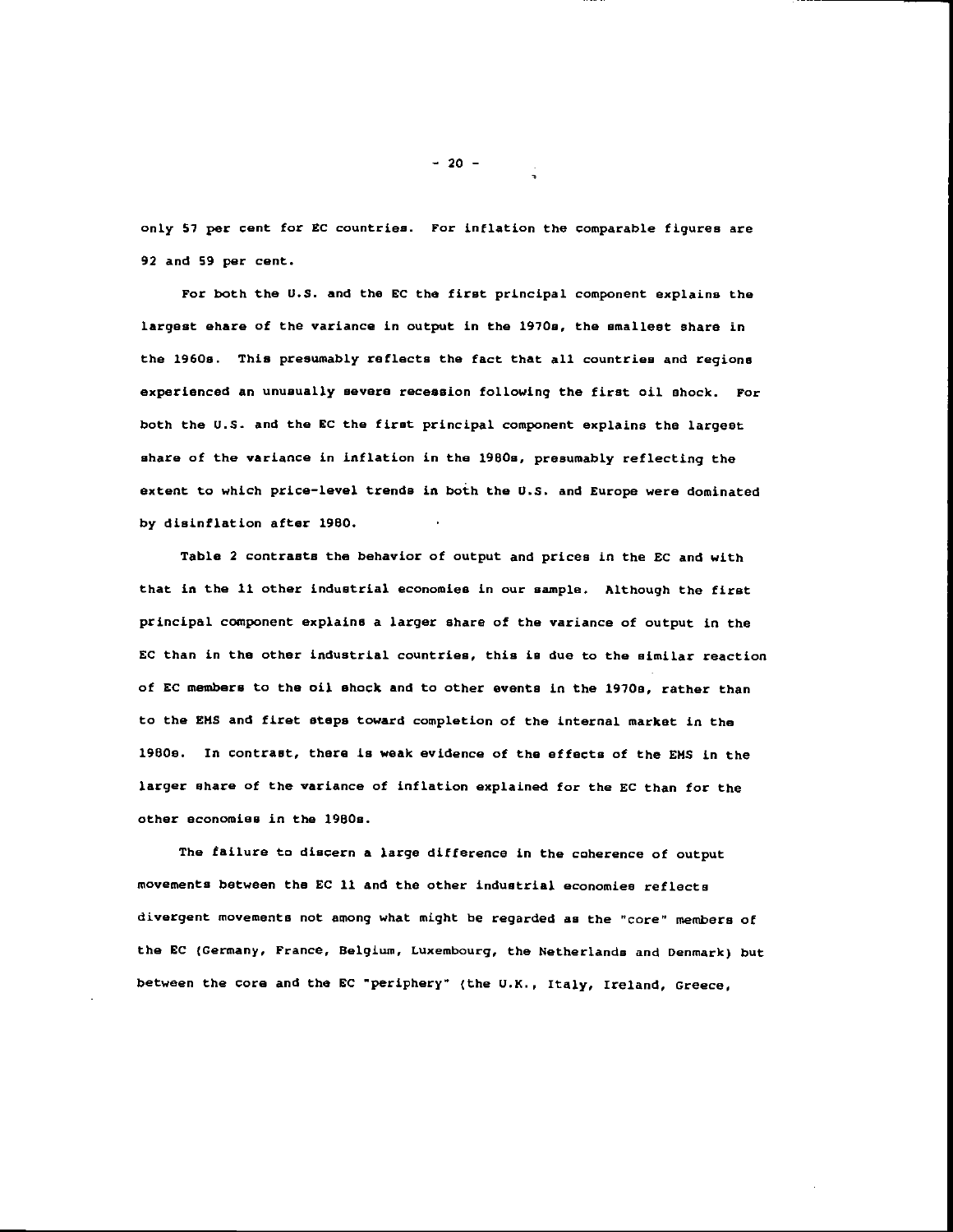only 57 per cent for EC countries. For inflation the comparable figures are 92 and 59 per cent.

For both the U.S. and the EC the first principal component explains the largest share of the variance in output in the 1970s, the smallest share in the 1960s. This presumably reflects the fact that all countries and regions experienced an unusually severe recession following the first oil shock. For both the U.S. and the EC the first principal component explains the largest share of the variance in inflation in the 1980s, presumably reflecting the extent to which price-level trends in both the U.S. and Europe were dominated by disinflation after 1980.

Table 2 contrasts the behavior of output and prices in the EC and with that in the 11 other industrial economies in our sample. Although the first principal component explains a larger share of the variance of output in the EC than in the other industrial countries, this is due to the similar reaction of EC members to the oil shock and to other events in the 1970s, rather than to the EMS and first steps toward completion of the internal market in the 1980s. In contrast, there is weak evidence of the effects of the EMS in the larger share of the variance of inflation explained for the EC than for the other economies in the 1980s.

The failure to discern a large difference in the coherence of output movements between the EC 11 and the other industrial economies reflects divergent movements not among what might be regarded as the "core" members of the EC (Germany, France, Belgium, Luxembourg, the Netherlands and Denmark) but between the core and the EC "periphery" (the U.K., Italy, Ireland, Greece,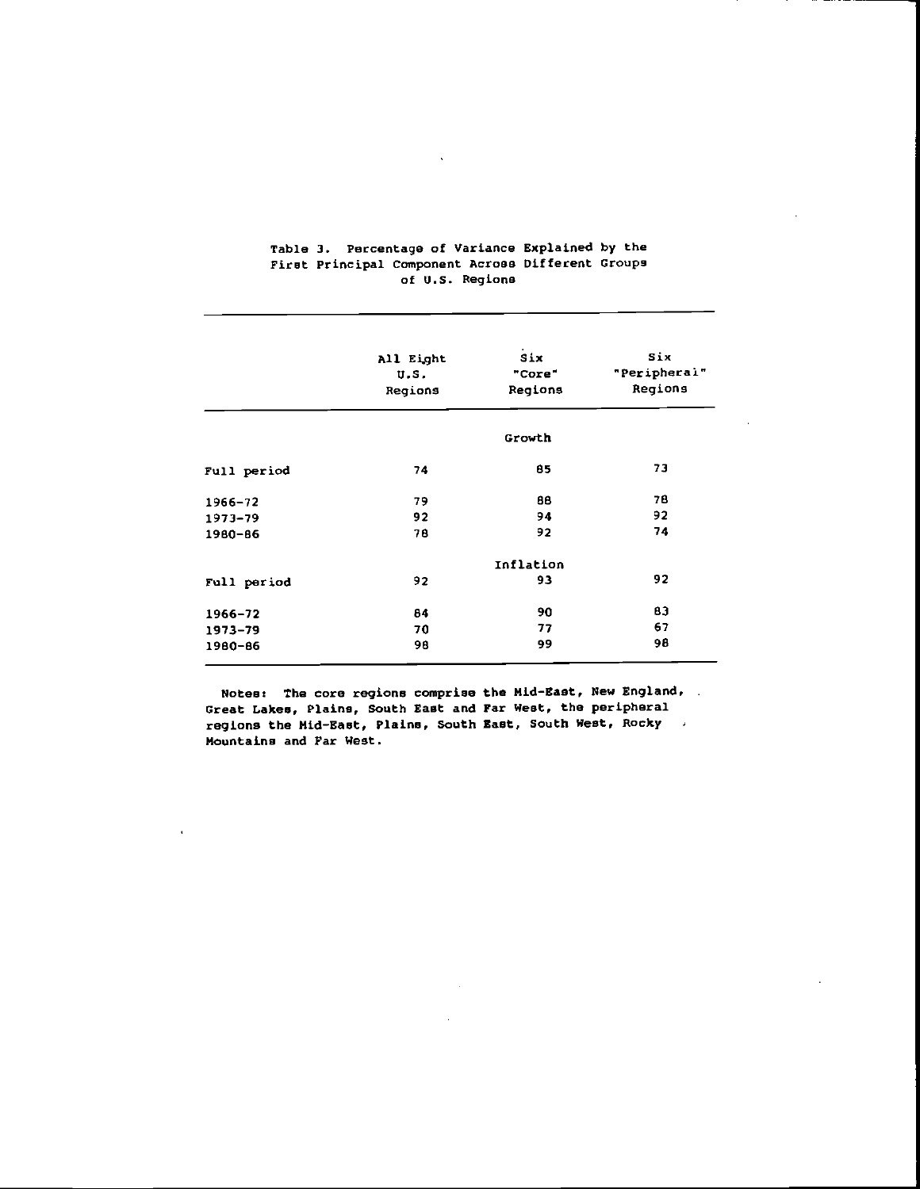Table 3. Percentage of Variance Explained by the First Principal Component Across Different Groups of U.S. Regions

| | All Eight U.S. Regions | Six "Core" Regions | Six "Peripheral" Regions |
|---|---|---|---|
| | | Growth | |
| Full period | 74 | 85 | 73 |
| 1966-72 | 79 | 88 | 78 |
| 1973-79 | 92 | 94 | 92 |
| 1980-86 | 78 | 92 | 74 |
| | | Inflation | |
| Full period | 92 | 93 | 92 |
| 1966-72 | 84 | 90 | 83 |
| 1973-79 | 70 | 77 | 67 |
| 1980-86 | 98 | 99 | 98 |

Notes: The core regions comprise the Mid-East, New England, Great Lakes, Plains, South East and Far West, the peripheral regions the Mid-East, Plains, South East, South West, Rocky Mountains and Far West.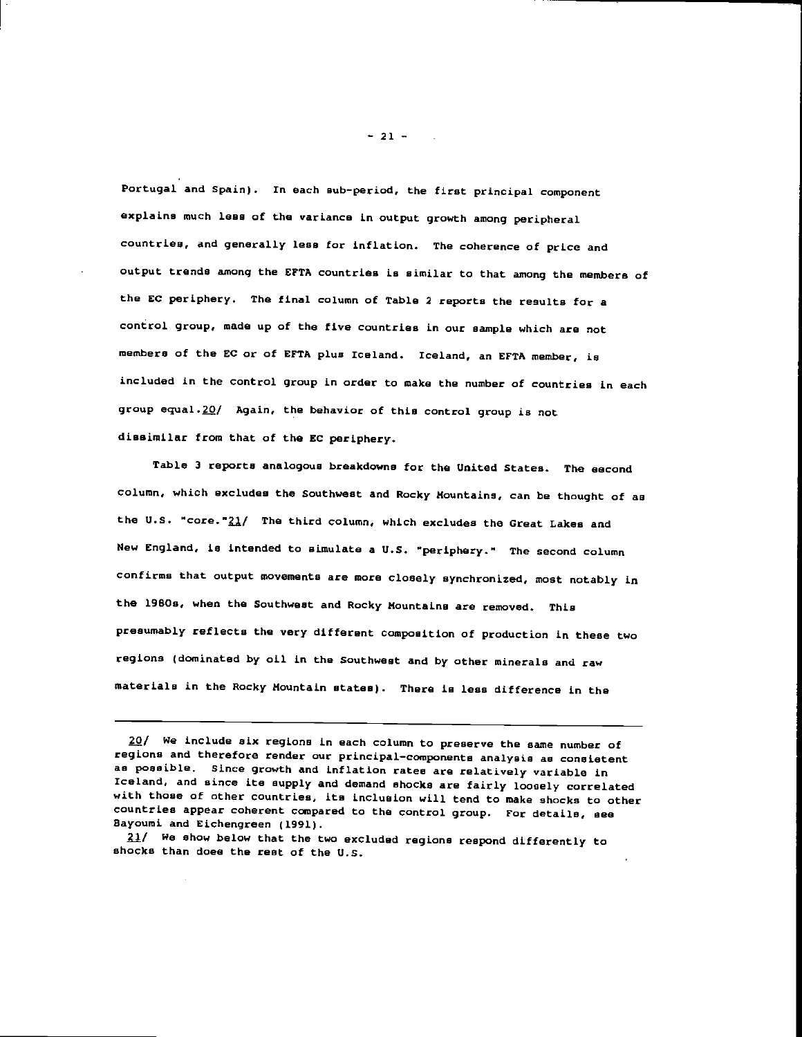Portugal and Spain). In each sub-period, the first principal component explains much less of the variance in output growth among peripheral countries, and generally less for inflation. The coherence of price and output trends among the EFTA countries is similar to that among the members of the EC periphery. The final column of Table 2 reports the results for a control group, made up of the five countries in our sample which are not members of the EC or of EFTA plus Iceland. Iceland, an EFTA member, is included in the control group in order to make the number of countries in each group equal.[20] Again, the behavior of this control group is not dissimilar from that of the EC periphery.

Table 3 reports analogous breakdowns for the United States. The second column, which excludes the Southwest and Rocky Mountains, can be thought of as the U.S. "core."[21] The third column, which excludes the Great Lakes and New England, is intended to simulate a U.S. "periphery." The second column confirms that output movements are more closely synchronized, most notably in the 1980s, when the Southwest and Rocky Mountains are removed. This presumably reflects the very different composition of production in these two regions (dominated by oil in the Southwest and by other minerals and raw materials in the Rocky Mountain states). There is less difference in the

---

20/ We include six regions in each column to preserve the same number of regions and therefore render our principal-components analysis as consistent as possible. Since growth and inflation rates are relatively variable in Iceland, and since its supply and demand shocks are fairly loosely correlated with those of other countries, its inclusion will tend to make shocks to other countries appear coherent compared to the control group. For details, see Bayoumi and Eichengreen (1991).

21/ We show below that the two excluded regions respond differently to shocks than does the rest of the U.S.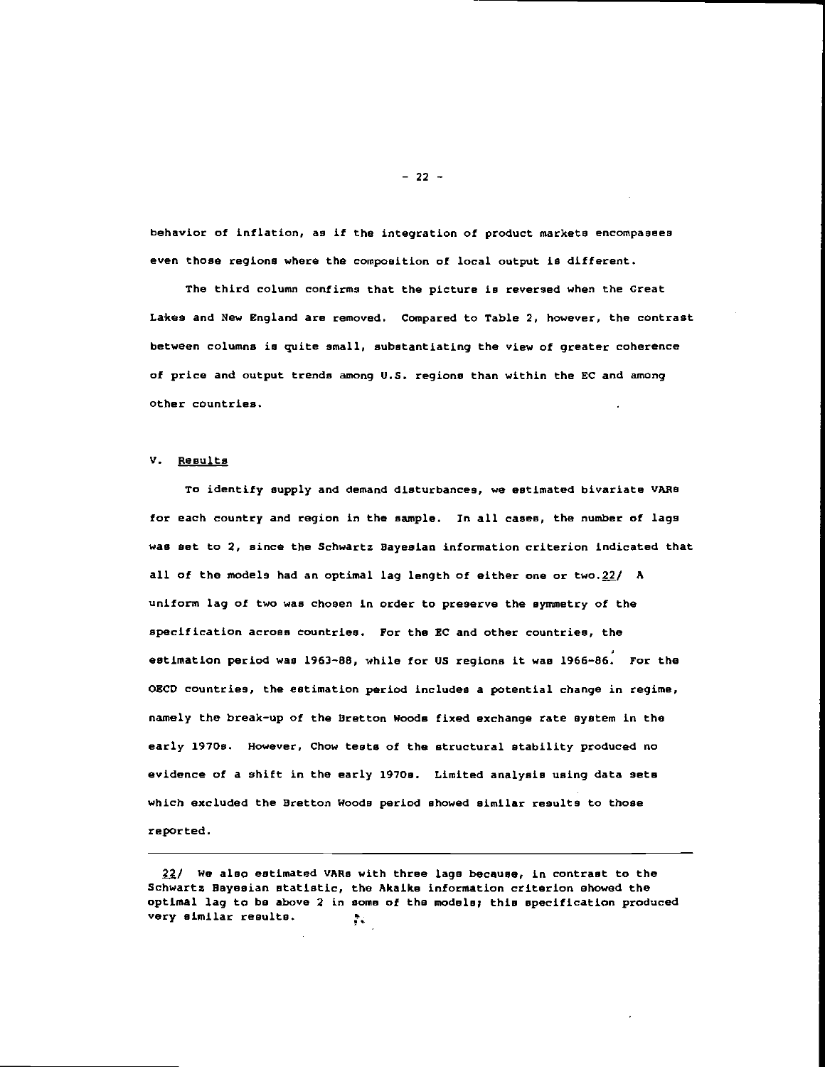behavior of inflation, as if the integration of product markets encompasses even those regions where the composition of local output is different.

The third column confirms that the picture is reversed when the Great Lakes and New England are removed. Compared to Table 2, however, the contrast between columns is quite small, substantiating the view of greater coherence of price and output trends among U.S. regions than within the EC and among other countries.

## V. Results

To identify supply and demand disturbances, we estimated bivariate VARs for each country and region in the sample. In all cases, the number of lags was set to 2, since the Schwartz Bayesian information criterion indicated that all of the models had an optimal lag length of either one or two.[22] A uniform lag of two was chosen in order to preserve the symmetry of the specification across countries. For the EC and other countries, the estimation period was 1963-88, while for US regions it was 1966-86. For the OECD countries, the estimation period includes a potential change in regime, namely the break-up of the Bretton Woods fixed exchange rate system in the early 1970s. However, Chow tests of the structural stability produced no evidence of a shift in the early 1970s. Limited analysis using data sets which excluded the Bretton Woods period showed similar results to those reported.

---

22/ We also estimated VARs with three lags because, in contrast to the Schwartz Bayesian statistic, the Akaike information criterion showed the optimal lag to be above 2 in some of the models; this specification produced very similar results.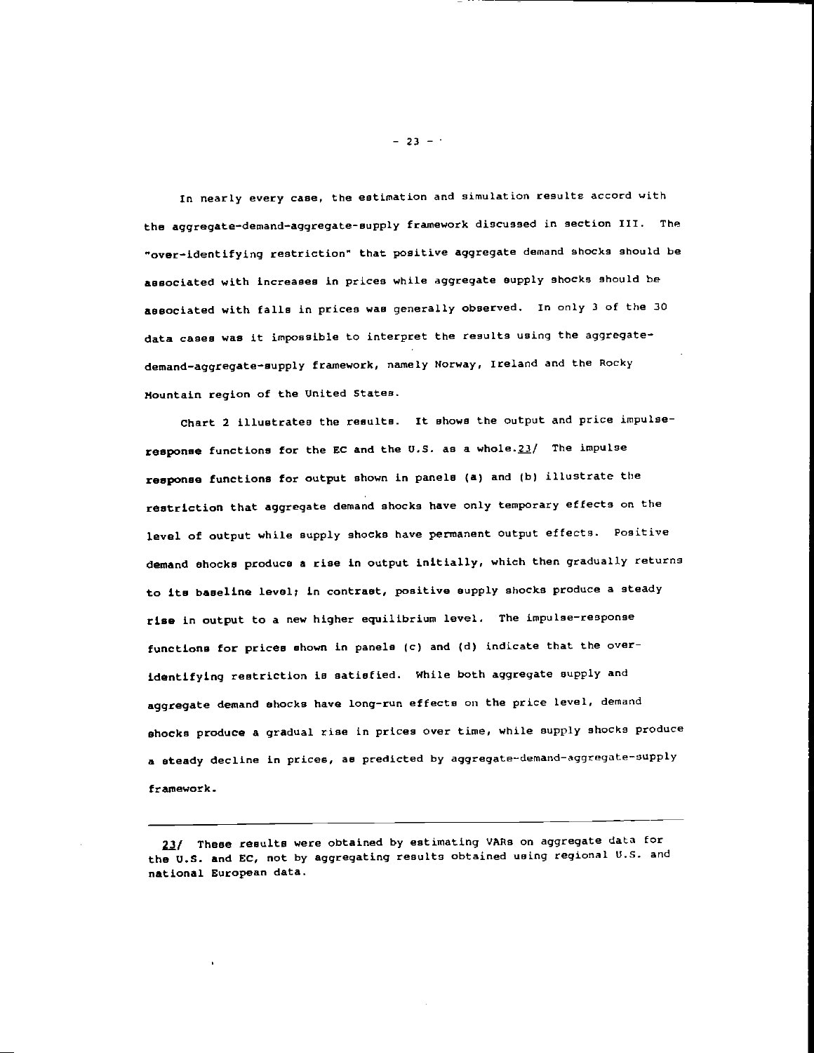In nearly every case, the estimation and simulation results accord with the aggregate-demand-aggregate-supply framework discussed in section III. The "over-identifying restriction" that positive aggregate demand shocks should be associated with increases in prices while aggregate supply shocks should be associated with falls in prices was generally observed. In only 3 of the 30 data cases was it impossible to interpret the results using the aggregate-demand-aggregate-supply framework, namely Norway, Ireland and the Rocky Mountain region of the United States.

Chart 2 illustrates the results. It shows the output and price impulse-response functions for the EC and the U.S. as a whole.[23] The impulse response functions for output shown in panels (a) and (b) illustrate the restriction that aggregate demand shocks have only temporary effects on the level of output while supply shocks have permanent output effects. Positive demand shocks produce a rise in output initially, which then gradually returns to its baseline level; in contrast, positive supply shocks produce a steady rise in output to a new higher equilibrium level. The impulse-response functions for prices shown in panels (c) and (d) indicate that the over-identifying restriction is satisfied. While both aggregate supply and aggregate demand shocks have long-run effects on the price level, demand shocks produce a gradual rise in prices over time, while supply shocks produce a steady decline in prices, as predicted by aggregate-demand-aggregate-supply framework.

---

[23] These results were obtained by estimating VARs on aggregate data for the U.S. and EC, not by aggregating results obtained using regional U.S. and national European data.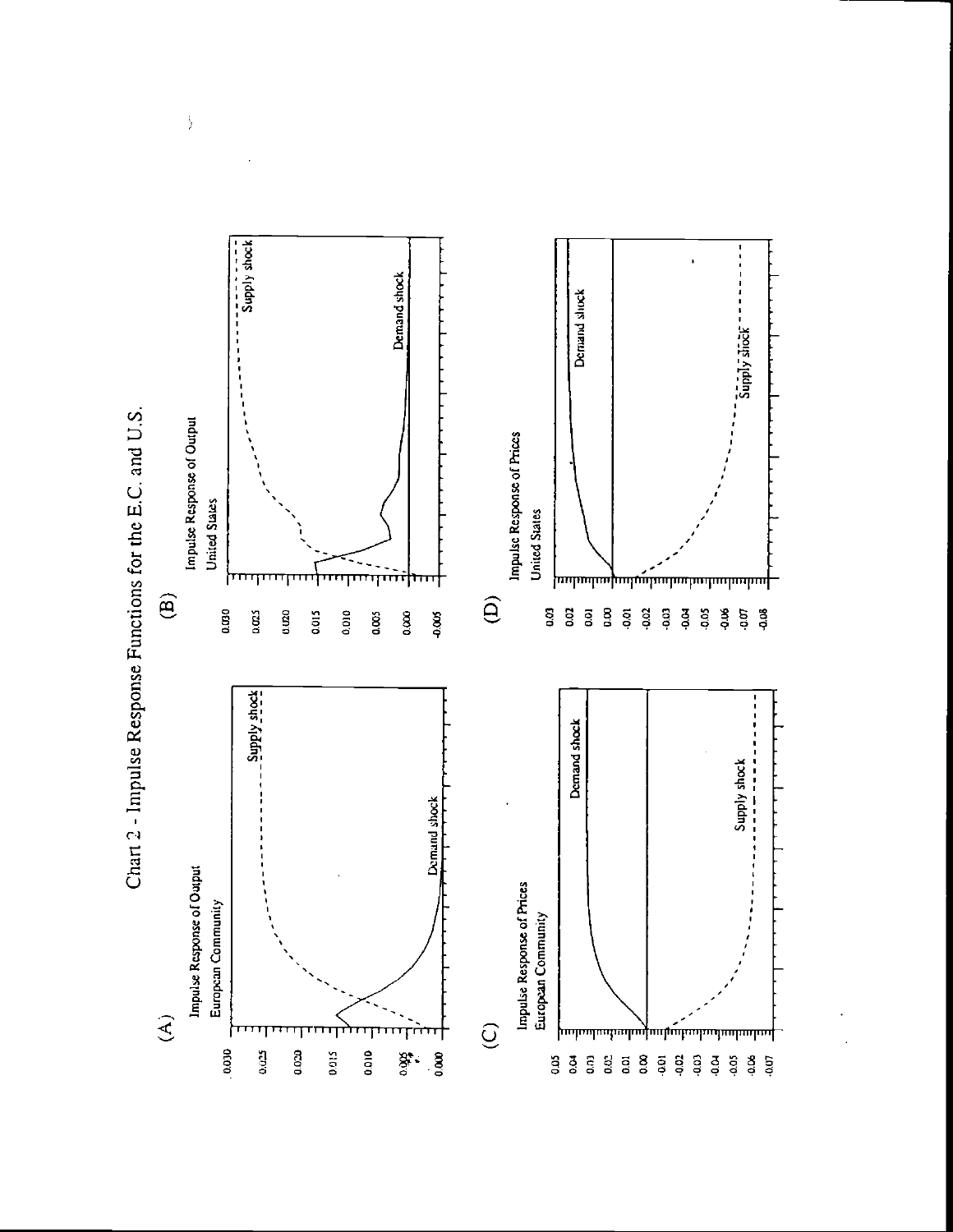# Chart 2 - Impulse Response Functions for the E.C. and U.S.

(A)

Impulse Response of Output
European Community

Supply shock

Demand shock

(B)

Impulse Response of Output
United States

Supply shock

Demand shock

(C)

Impulse Response of Prices
European Community

Demand shock

Supply shock

(D)

Impulse Response of Prices
United States

Demand shock

Supply shock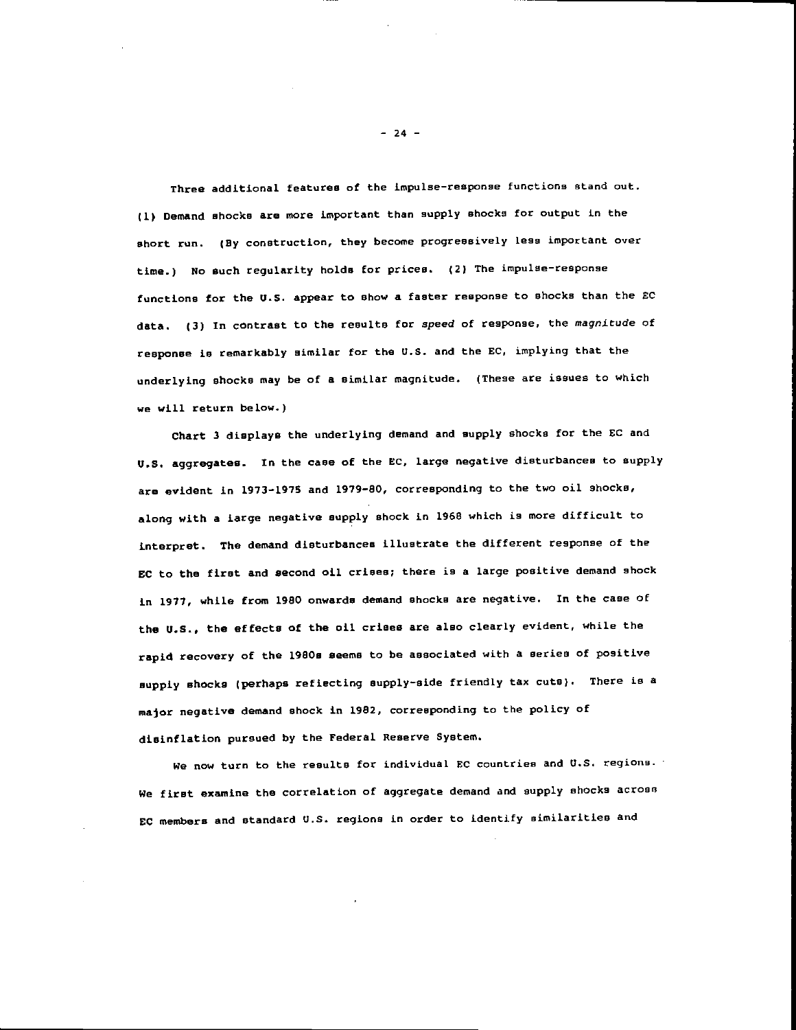Three additional features of the impulse-response functions stand out. (1) Demand shocks are more important than supply shocks for output in the short run. (By construction, they become progressively less important over time.) No such regularity holds for prices. (2) The impulse-response functions for the U.S. appear to show a faster response to shocks than the EC data. (3) In contrast to the results for *speed* of response, the *magnitude* of response is remarkably similar for the U.S. and the EC, implying that the underlying shocks may be of a similar magnitude. (These are issues to which we will return below.)

Chart 3 displays the underlying demand and supply shocks for the EC and U.S. aggregates. In the case of the EC, large negative disturbances to supply are evident in 1973-1975 and 1979-80, corresponding to the two oil shocks, along with a large negative supply shock in 1968 which is more difficult to interpret. The demand disturbances illustrate the different response of the EC to the first and second oil crises; there is a large positive demand shock in 1977, while from 1980 onwards demand shocks are negative. In the case of the U.S., the effects of the oil crises are also clearly evident, while the rapid recovery of the 1980s seems to be associated with a series of positive supply shocks (perhaps reflecting supply-side friendly tax cuts). There is a major negative demand shock in 1982, corresponding to the policy of disinflation pursued by the Federal Reserve System.

We now turn to the results for individual EC countries and U.S. regions. We first examine the correlation of aggregate demand and supply shocks across EC members and standard U.S. regions in order to identify similarities and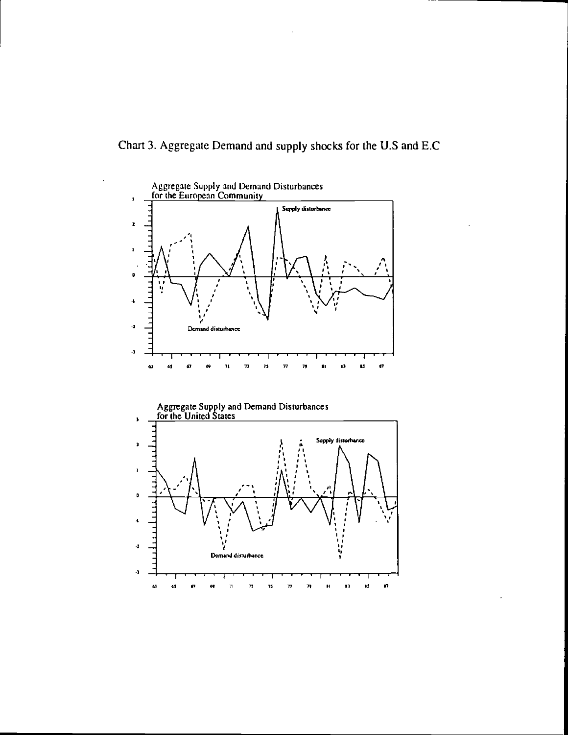Chart 3. Aggregate Demand and supply shocks for the U.S and E.C

Aggregate Supply and Demand Disturbances for the European Community

Supply disturbance

Demand disturbance

Aggregate Supply and Demand Disturbances for the United States

Supply disturbance

Demand disturbance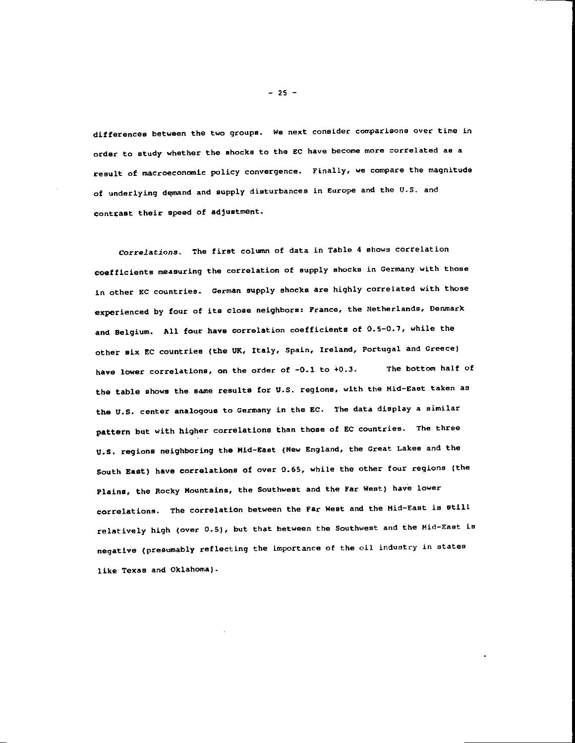differences between the two groups. We next consider comparisons over time in order to study whether the shocks to the EC have become more correlated as a result of macroeconomic policy convergence. Finally, we compare the magnitude of underlying demand and supply disturbances in Europe and the U.S. and contrast their speed of adjustment.

*Correlations*. The first column of data in Table 4 shows correlation coefficients measuring the correlation of supply shocks in Germany with those in other EC countries. German supply shocks are highly correlated with those experienced by four of its close neighbors: France, the Netherlands, Denmark and Belgium. All four have correlation coefficients of 0.5-0.7, while the other six EC countries (the UK, Italy, Spain, Ireland, Portugal and Greece) have lower correlations, on the order of -0.1 to +0.3. The bottom half of the table shows the same results for U.S. regions, with the Mid-East taken as the U.S. center analogous to Germany in the EC. The data display a similar pattern but with higher correlations than those of EC countries. The three U.S. regions neighboring the Mid-East (New England, the Great Lakes and the South East) have correlations of over 0.65, while the other four regions (the Plains, the Rocky Mountains, the Southwest and the Far West) have lower correlations. The correlation between the Far West and the Mid-East is still relatively high (over 0.5), but that between the Southwest and the Mid-East is negative (presumably reflecting the importance of the oil industry in states like Texas and Oklahoma).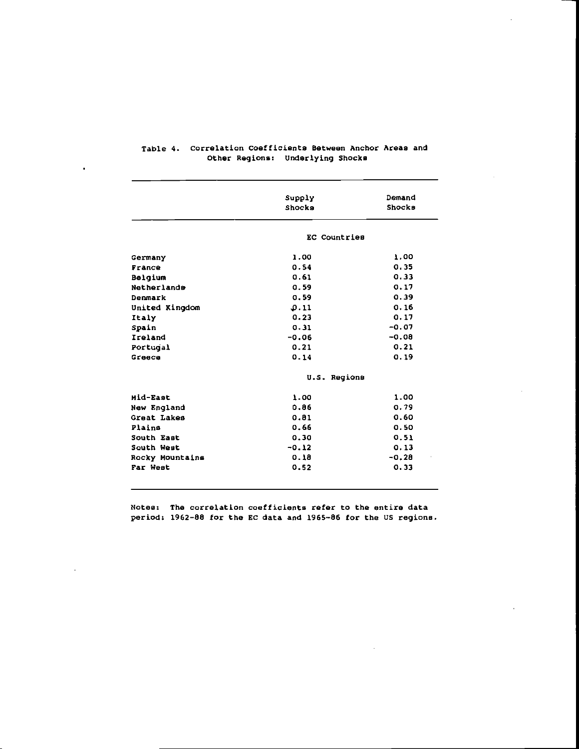Table 4. Correlation Coefficients Between Anchor Areas and Other Regions: Underlying Shocks

| | Supply Shocks | Demand Shocks |
|---|---|---|
| | EC Countries | |
| Germany | 1.00 | 1.00 |
| France | 0.54 | 0.35 |
| Belgium | 0.61 | 0.33 |
| Netherlands | 0.59 | 0.17 |
| Denmark | 0.59 | 0.39 |
| United Kingdom | 0.11 | 0.16 |
| Italy | 0.23 | 0.17 |
| Spain | 0.31 | -0.07 |
| Ireland | -0.06 | -0.08 |
| Portugal | 0.21 | 0.21 |
| Greece | 0.14 | 0.19 |
| | U.S. Regions | |
| Mid-East | 1.00 | 1.00 |
| New England | 0.86 | 0.79 |
| Great Lakes | 0.81 | 0.60 |
| Plains | 0.66 | 0.50 |
| South East | 0.30 | 0.51 |
| South West | -0.12 | 0.13 |
| Rocky Mountains | 0.18 | -0.28 |
| Far West | 0.52 | 0.33 |

Notes: The correlation coefficients refer to the entire data period: 1962-88 for the EC data and 1965-86 for the US regions.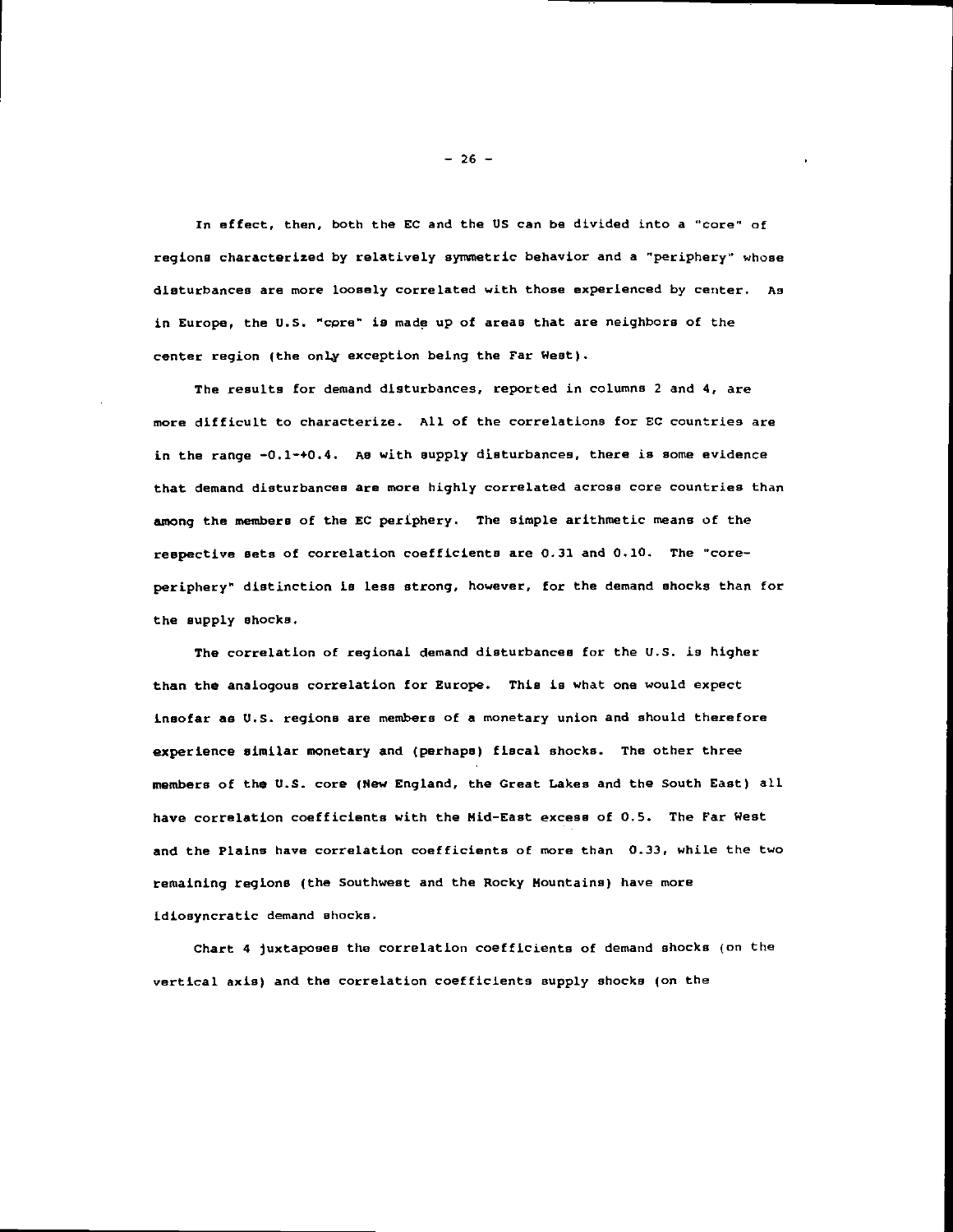In effect, then, both the EC and the US can be divided into a "core" of regions characterized by relatively symmetric behavior and a "periphery" whose disturbances are more loosely correlated with those experienced by center. As in Europe, the U.S. "core" is made up of areas that are neighbors of the center region (the only exception being the Far West).

The results for demand disturbances, reported in columns 2 and 4, are more difficult to characterize. All of the correlations for EC countries are in the range -0.1-+0.4. As with supply disturbances, there is some evidence that demand disturbances are more highly correlated across core countries than among the members of the EC periphery. The simple arithmetic means of the respective sets of correlation coefficients are 0.31 and 0.10. The "core-periphery" distinction is less strong, however, for the demand shocks than for the supply shocks.

The correlation of regional demand disturbances for the U.S. is higher than the analogous correlation for Europe. This is what one would expect insofar as U.S. regions are members of a monetary union and should therefore experience similar monetary and (perhaps) fiscal shocks. The other three members of the U.S. core (New England, the Great Lakes and the South East) all have correlation coefficients with the Mid-East excess of 0.5. The Far West and the Plains have correlation coefficients of more than 0.33, while the two remaining regions (the Southwest and the Rocky Mountains) have more idiosyncratic demand shocks.

Chart 4 juxtaposes the correlation coefficients of demand shocks (on the vertical axis) and the correlation coefficients supply shocks (on the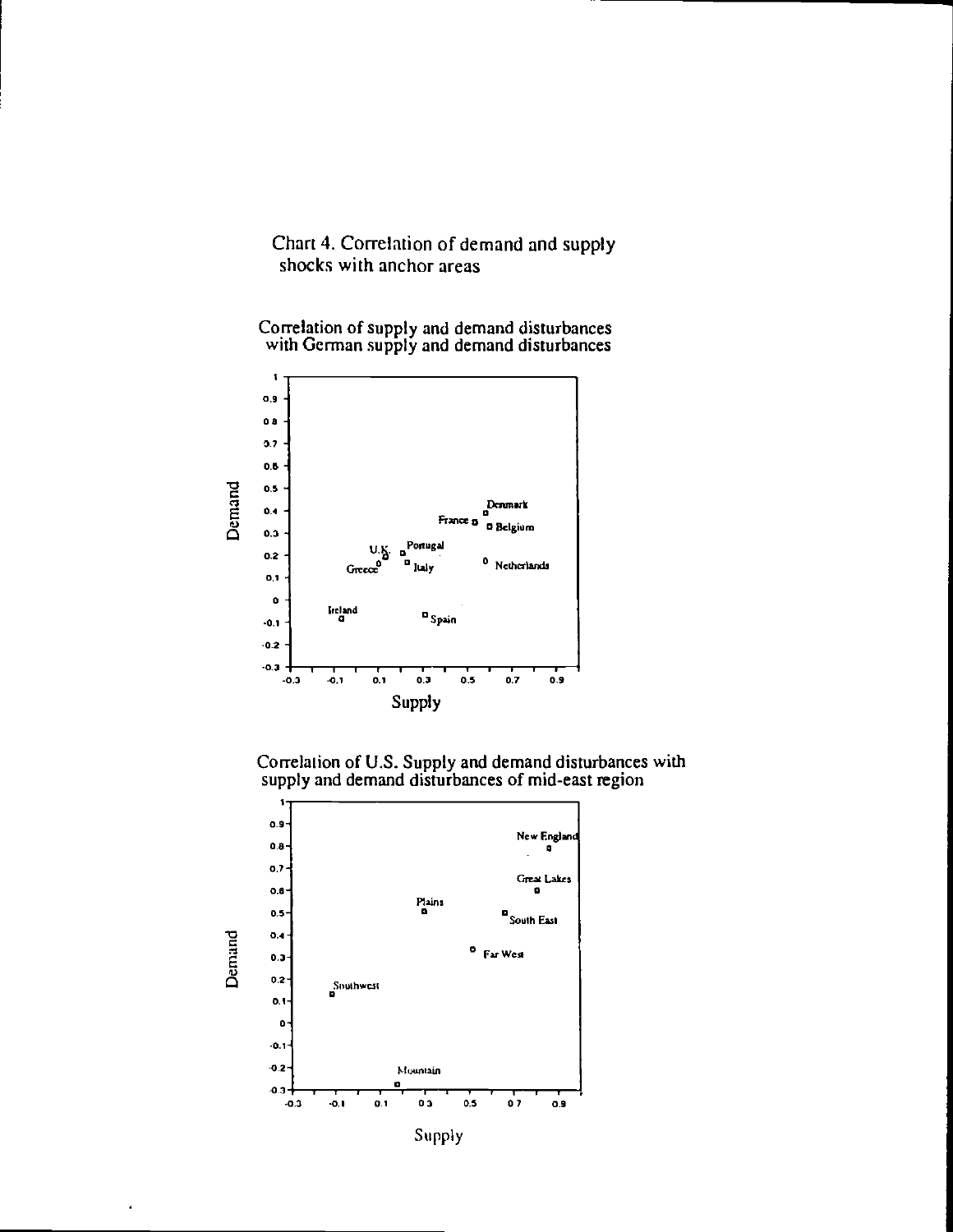Chart 4. Correlation of demand and supply shocks with anchor areas

Correlation of supply and demand disturbances with German supply and demand disturbances

Correlation of U.S. Supply and demand disturbances with supply and demand disturbances of mid-east region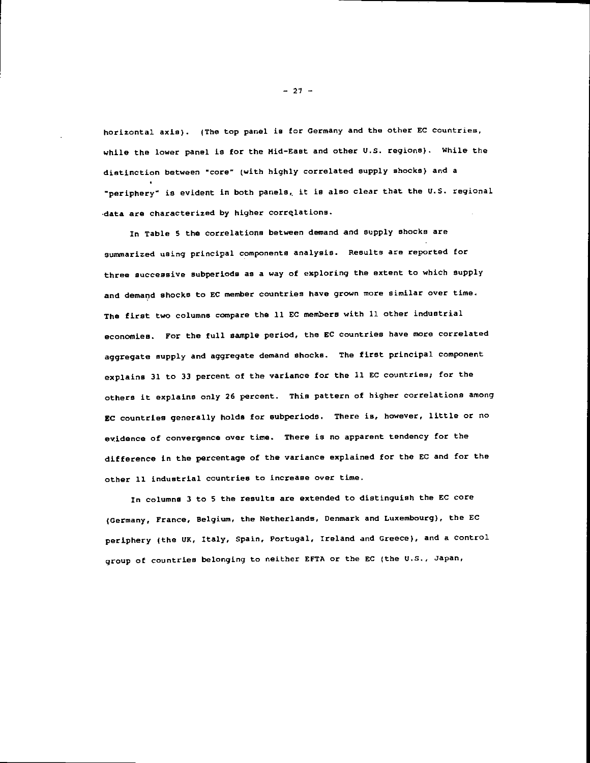horizontal axis). (The top panel is for Germany and the other EC countries, while the lower panel is for the Mid-East and other U.S. regions). While the distinction between "core" (with highly correlated supply shocks) and a "periphery" is evident in both panels, it is also clear that the U.S. regional data are characterized by higher correlations.

In Table 5 the correlations between demand and supply shocks are summarized using principal components analysis. Results are reported for three successive subperiods as a way of exploring the extent to which supply and demand shocks to EC member countries have grown more similar over time. The first two columns compare the 11 EC members with 11 other industrial economies. For the full sample period, the EC countries have more correlated aggregate supply and aggregate demand shocks. The first principal component explains 31 to 33 percent of the variance for the 11 EC countries; for the others it explains only 26 percent. This pattern of higher correlations among EC countries generally holds for subperiods. There is, however, little or no evidence of convergence over time. There is no apparent tendency for the difference in the percentage of the variance explained for the EC and for the other 11 industrial countries to increase over time.

In columns 3 to 5 the results are extended to distinguish the EC core (Germany, France, Belgium, the Netherlands, Denmark and Luxembourg), the EC periphery (the UK, Italy, Spain, Portugal, Ireland and Greece), and a control group of countries belonging to neither EFTA or the EC (the U.S., Japan,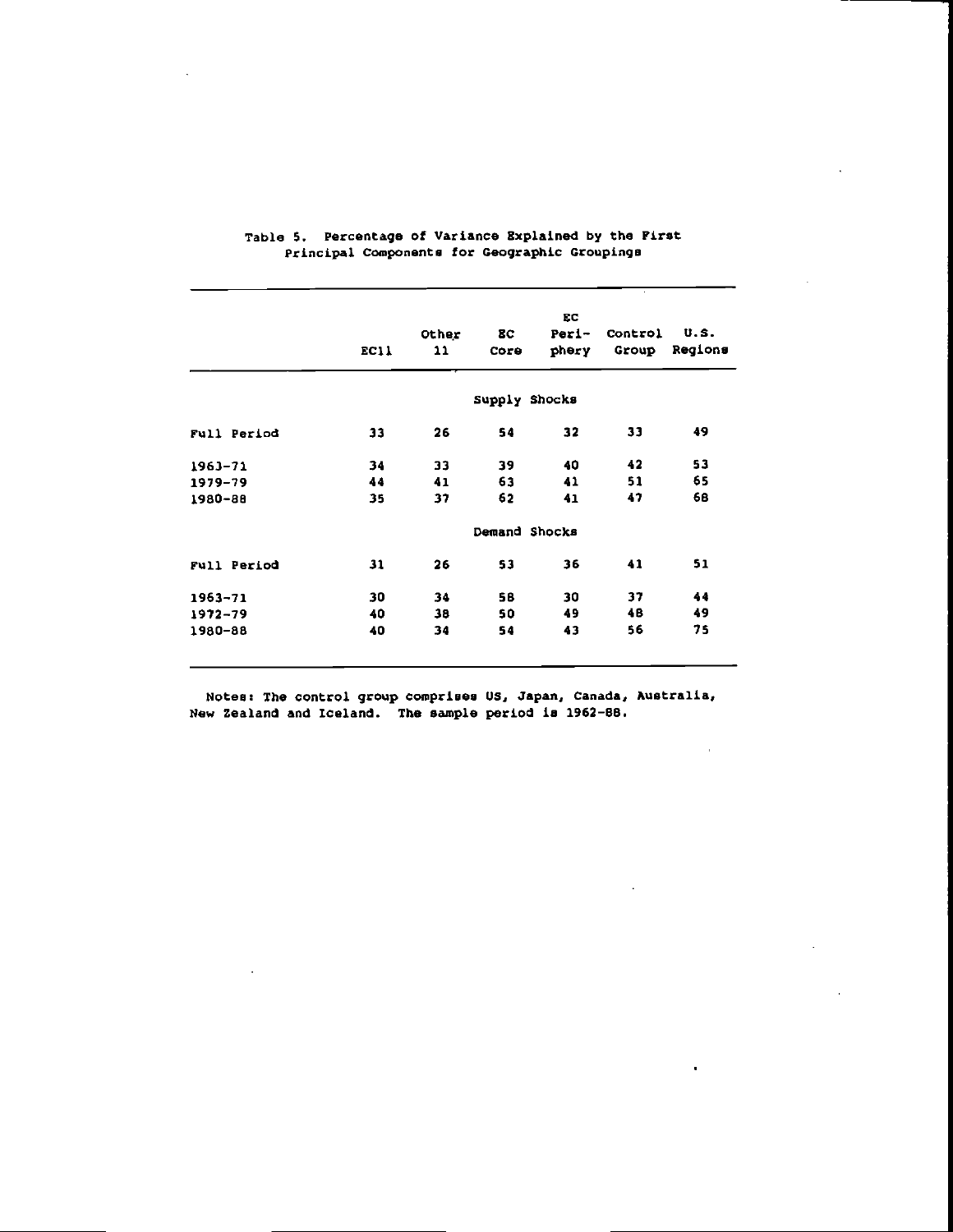Table 5. Percentage of Variance Explained by the First Principal Components for Geographic Groupings

| | EC11 | Other 11 | EC Core | EC Periphery | Control Group | U.S. Regions |
|---|---|---|---|---|---|---|
| | | | Supply Shocks | | | |
| Full Period | 33 | 26 | 54 | 32 | 33 | 49 |
| 1963-71 | 34 | 33 | 39 | 40 | 42 | 53 |
| 1979-79 | 44 | 41 | 63 | 41 | 51 | 65 |
| 1980-88 | 35 | 37 | 62 | 41 | 47 | 68 |
| | | | Demand Shocks | | | |
| Full Period | 31 | 26 | 53 | 36 | 41 | 51 |
| 1963-71 | 30 | 34 | 58 | 30 | 37 | 44 |
| 1972-79 | 40 | 38 | 50 | 49 | 48 | 49 |
| 1980-88 | 40 | 34 | 54 | 43 | 56 | 75 |

Notes: The control group comprises US, Japan, Canada, Australia, New Zealand and Iceland. The sample period is 1962-88.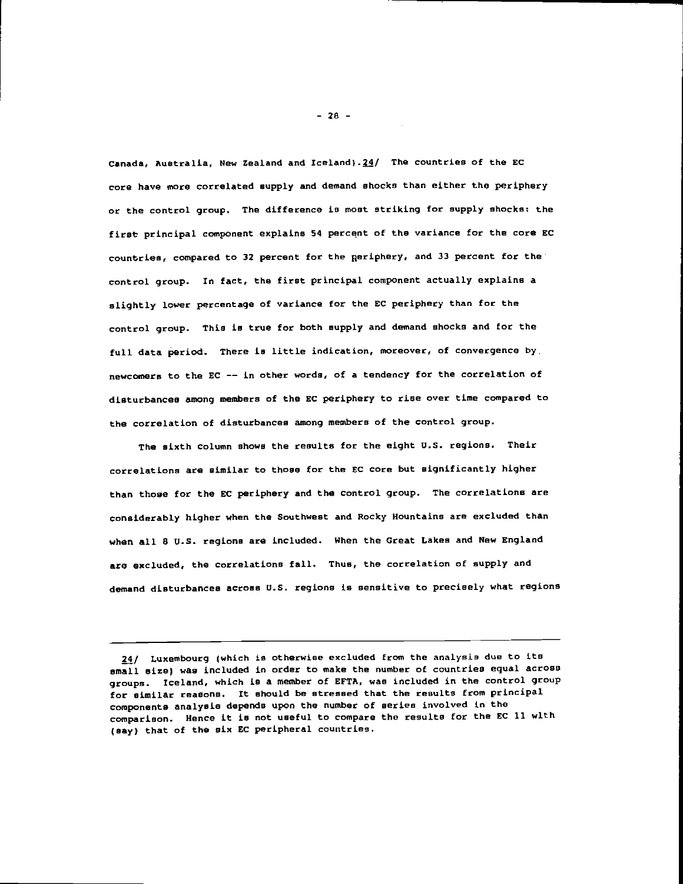Canada, Australia, New Zealand and Iceland).[24] The countries of the EC core have more correlated supply and demand shocks than either the periphery or the control group. The difference is most striking for supply shocks: the first principal component explains 54 percent of the variance for the core EC countries, compared to 32 percent for the periphery, and 33 percent for the control group. In fact, the first principal component actually explains a slightly lower percentage of variance for the EC periphery than for the control group. This is true for both supply and demand shocks and for the full data period. There is little indication, moreover, of convergence by newcomers to the EC -- in other words, of a tendency for the correlation of disturbances among members of the EC periphery to rise over time compared to the correlation of disturbances among members of the control group.

The sixth column shows the results for the eight U.S. regions. Their correlations are similar to those for the EC core but significantly higher than those for the EC periphery and the control group. The correlations are considerably higher when the Southwest and Rocky Mountains are excluded than when all 8 U.S. regions are included. When the Great Lakes and New England are excluded, the correlations fall. Thus, the correlation of supply and demand disturbances across U.S. regions is sensitive to precisely what regions

---

[24] Luxembourg (which is otherwise excluded from the analysis due to its small size) was included in order to make the number of countries equal across groups. Iceland, which is a member of EFTA, was included in the control group for similar reasons. It should be stressed that the results from principal components analysis depends upon the number of series involved in the comparison. Hence it is not useful to compare the results for the EC 11 with (say) that of the six EC peripheral countries.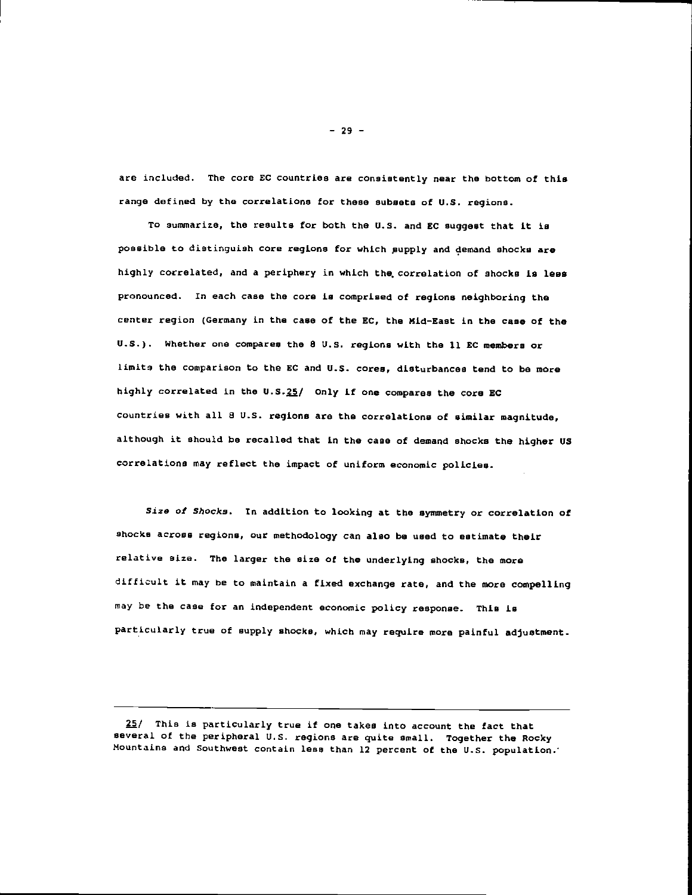are included. The core EC countries are consistently near the bottom of this range defined by the correlations for these subsets of U.S. regions.

To summarize, the results for both the U.S. and EC suggest that it is possible to distinguish core regions for which supply and demand shocks are highly correlated, and a periphery in which the correlation of shocks is less pronounced. In each case the core is comprised of regions neighboring the center region (Germany in the case of the EC, the Mid-East in the case of the U.S.). Whether one compares the 8 U.S. regions with the 11 EC members or limits the comparison to the EC and U.S. cores, disturbances tend to be more highly correlated in the U.S.[25] Only if one compares the core EC countries with all 8 U.S. regions are the correlations of similar magnitude, although it should be recalled that in the case of demand shocks the higher US correlations may reflect the impact of uniform economic policies.

*Size of Shocks*. In addition to looking at the symmetry or correlation of shocks across regions, our methodology can also be used to estimate their relative size. The larger the size of the underlying shocks, the more difficult it may be to maintain a fixed exchange rate, and the more compelling may be the case for an independent economic policy response. This is particularly true of supply shocks, which may require more painful adjustment.

---

[25] This is particularly true if one takes into account the fact that several of the peripheral U.S. regions are quite small. Together the Rocky Mountains and Southwest contain less than 12 percent of the U.S. population.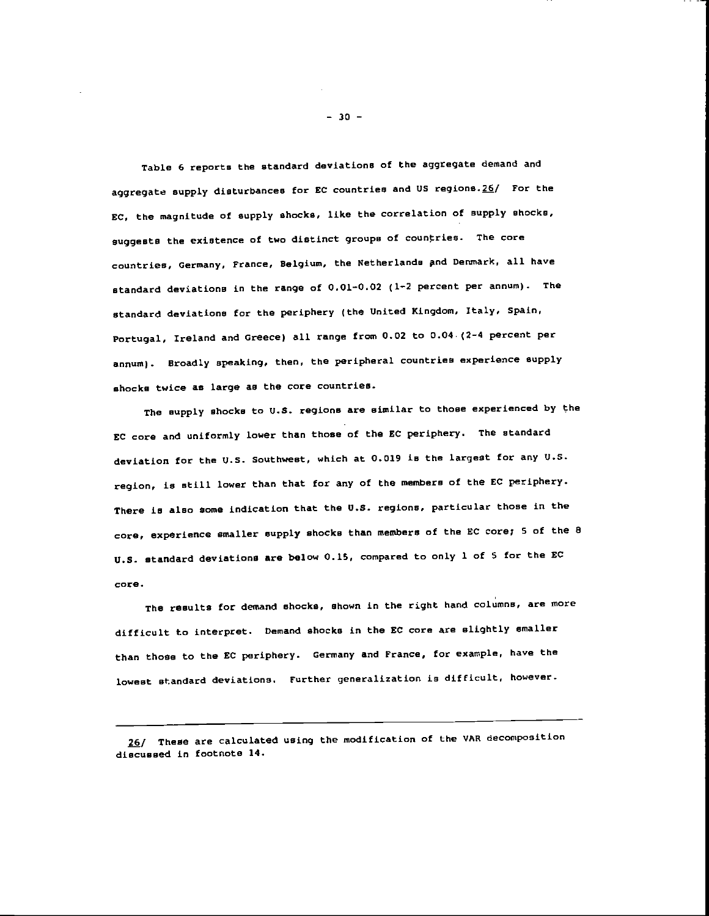Table 6 reports the standard deviations of the aggregate demand and aggregate supply disturbances for EC countries and US regions.26/ For the EC, the magnitude of supply shocks, like the correlation of supply shocks, suggests the existence of two distinct groups of countries. The core countries, Germany, France, Belgium, the Netherlands and Denmark, all have standard deviations in the range of 0.01-0.02 (1-2 percent per annum). The standard deviations for the periphery (the United Kingdom, Italy, Spain, Portugal, Ireland and Greece) all range from 0.02 to 0.04 (2-4 percent per annum). Broadly speaking, then, the peripheral countries experience supply shocks twice as large as the core countries.

The supply shocks to U.S. regions are similar to those experienced by the EC core and uniformly lower than those of the EC periphery. The standard deviation for the U.S. Southwest, which at 0.019 is the largest for any U.S. region, is still lower than that for any of the members of the EC periphery. There is also some indication that the U.S. regions, particular those in the core, experience smaller supply shocks than members of the EC core; 5 of the 8 U.S. standard deviations are below 0.15, compared to only 1 of 5 for the EC core.

The results for demand shocks, shown in the right hand columns, are more difficult to interpret. Demand shocks in the EC core are slightly smaller than those to the EC periphery. Germany and France, for example, have the lowest standard deviations. Further generalization is difficult, however.

---

26/ These are calculated using the modification of the VAR decomposition discussed in footnote 14.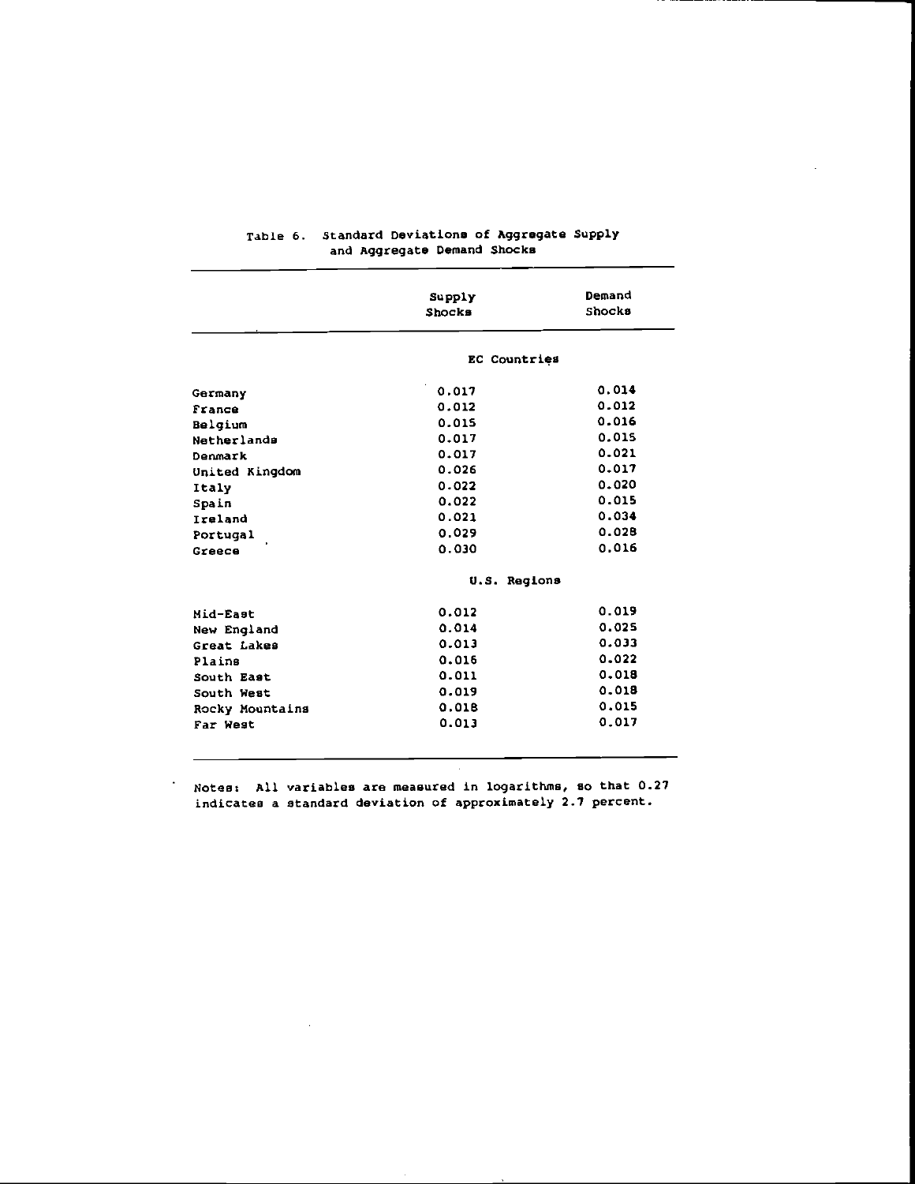Table 6. Standard Deviations of Aggregate Supply and Aggregate Demand Shocks

| | Supply Shocks | Demand Shocks |
|---|---|---|
| | **EC Countries** | |
| Germany | 0.017 | 0.014 |
| France | 0.012 | 0.012 |
| Belgium | 0.015 | 0.016 |
| Netherlands | 0.017 | 0.015 |
| Denmark | 0.017 | 0.021 |
| United Kingdom | 0.026 | 0.017 |
| Italy | 0.022 | 0.020 |
| Spain | 0.022 | 0.015 |
| Ireland | 0.021 | 0.034 |
| Portugal | 0.029 | 0.028 |
| Greece | 0.030 | 0.016 |
| | **U.S. Regions** | |
| Mid-East | 0.012 | 0.019 |
| New England | 0.014 | 0.025 |
| Great Lakes | 0.013 | 0.033 |
| Plains | 0.016 | 0.022 |
| South East | 0.011 | 0.018 |
| South West | 0.019 | 0.018 |
| Rocky Mountains | 0.018 | 0.015 |
| Far West | 0.013 | 0.017 |

Notes: All variables are measured in logarithms, so that 0.27 indicates a standard deviation of approximately 2.7 percent.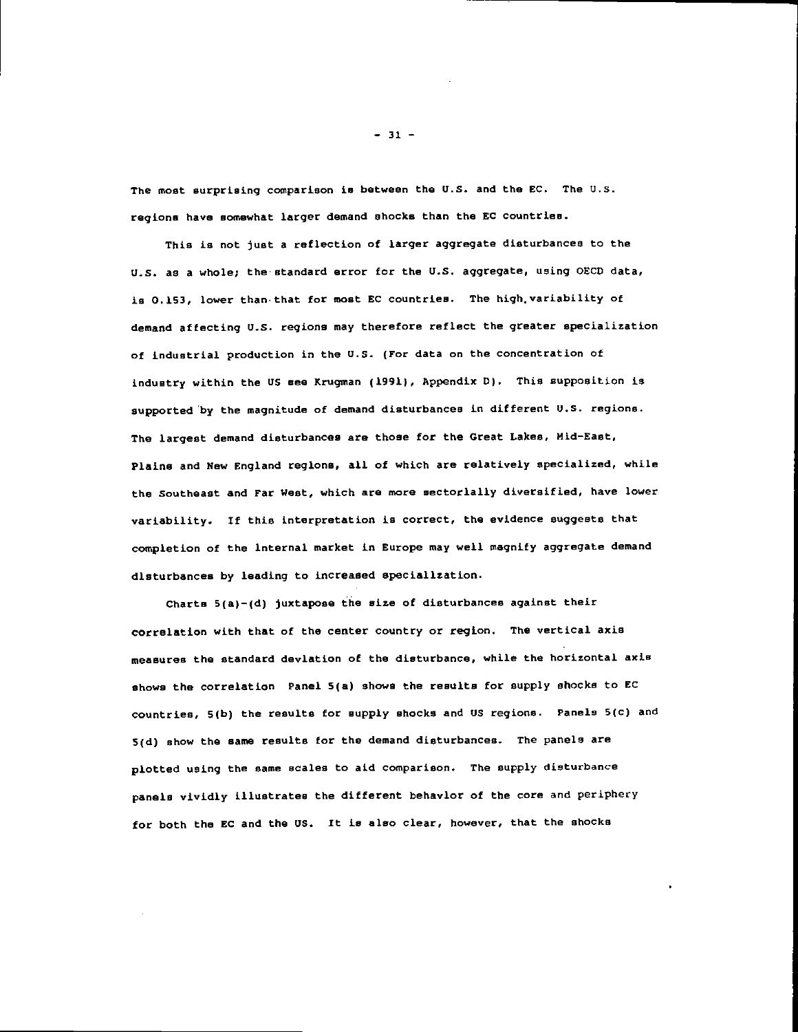The most surprising comparison is between the U.S. and the EC. The U.S. regions have somewhat larger demand shocks than the EC countries.

This is not just a reflection of larger aggregate disturbances to the U.S. as a whole; the standard error for the U.S. aggregate, using OECD data, is 0.153, lower than that for most EC countries. The high variability of demand affecting U.S. regions may therefore reflect the greater specialization of industrial production in the U.S. (For data on the concentration of industry within the US see Krugman (1991), Appendix D). This supposition is supported by the magnitude of demand disturbances in different U.S. regions. The largest demand disturbances are those for the Great Lakes, Mid-East, Plains and New England regions, all of which are relatively specialized, while the Southeast and Far West, which are more sectorially diversified, have lower variability. If this interpretation is correct, the evidence suggests that completion of the internal market in Europe may well magnify aggregate demand disturbances by leading to increased specialization.

Charts 5(a)-(d) juxtapose the size of disturbances against their correlation with that of the center country or region. The vertical axis measures the standard deviation of the disturbance, while the horizontal axis shows the correlation Panel 5(a) shows the results for supply shocks to EC countries, 5(b) the results for supply shocks and US regions. Panels 5(c) and 5(d) show the same results for the demand disturbances. The panels are plotted using the same scales to aid comparison. The supply disturbance panels vividly illustrates the different behavior of the core and periphery for both the EC and the US. It is also clear, however, that the shocks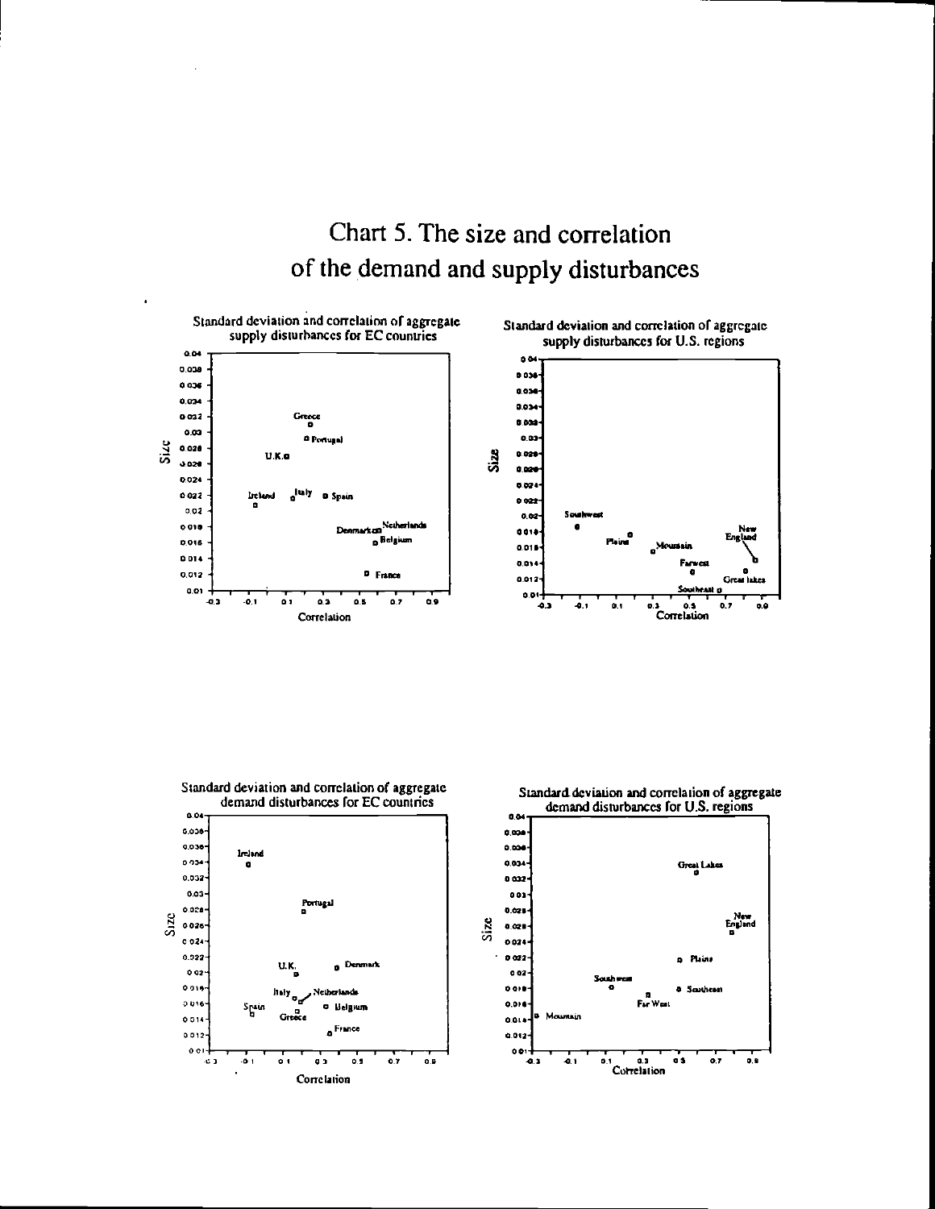# Chart 5. The size and correlation of the demand and supply disturbances

Standard deviation and correlation of aggregate supply disturbances for EC countries

Standard deviation and correlation of aggregate supply disturbances for U.S. regions

Standard deviation and correlation of aggregate demand disturbances for EC countries

Standard deviation and correlation of aggregate demand disturbances for U.S. regions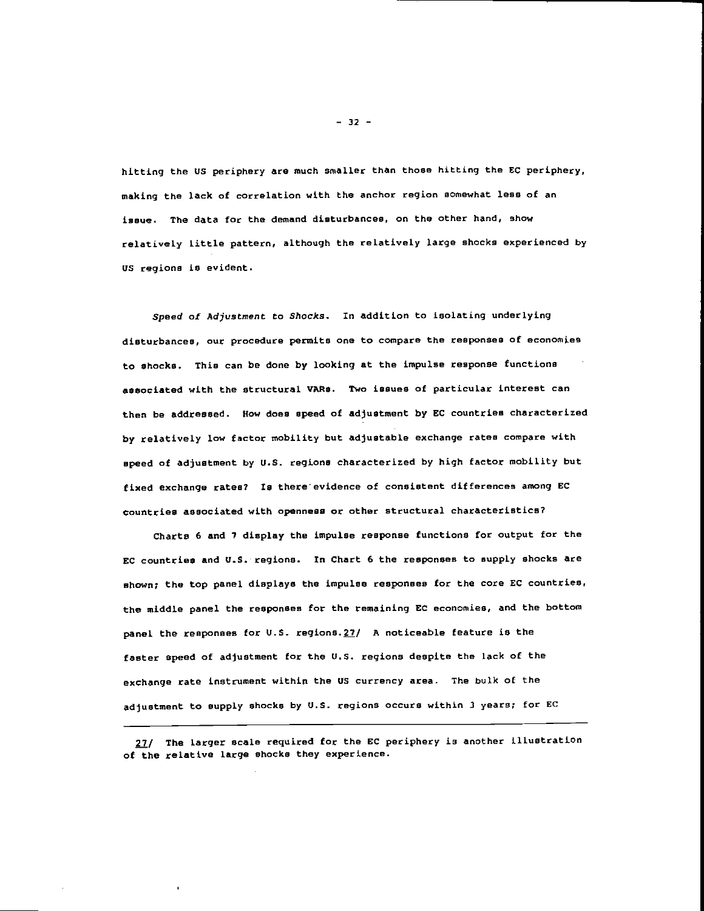hitting the US periphery are much smaller than those hitting the EC periphery, making the lack of correlation with the anchor region somewhat less of an issue. The data for the demand disturbances, on the other hand, show relatively little pattern, although the relatively large shocks experienced by US regions is evident.

*Speed of Adjustment to Shocks.* In addition to isolating underlying disturbances, our procedure permits one to compare the responses of economies to shocks. This can be done by looking at the impulse response functions associated with the structural VARs. Two issues of particular interest can then be addressed. How does speed of adjustment by EC countries characterized by relatively low factor mobility but adjustable exchange rates compare with speed of adjustment by U.S. regions characterized by high factor mobility but fixed exchange rates? Is there evidence of consistent differences among EC countries associated with openness or other structural characteristics?

Charts 6 and 7 display the impulse response functions for output for the EC countries and U.S. regions. In Chart 6 the responses to supply shocks are shown; the top panel displays the impulse responses for the core EC countries, the middle panel the responses for the remaining EC economies, and the bottom panel the responses for U.S. regions.27/ A noticeable feature is the faster speed of adjustment for the U.S. regions despite the lack of the exchange rate instrument within the US currency area. The bulk of the adjustment to supply shocks by U.S. regions occurs within 3 years; for EC

---

27/ The larger scale required for the EC periphery is another illustration of the relative large shocks they experience.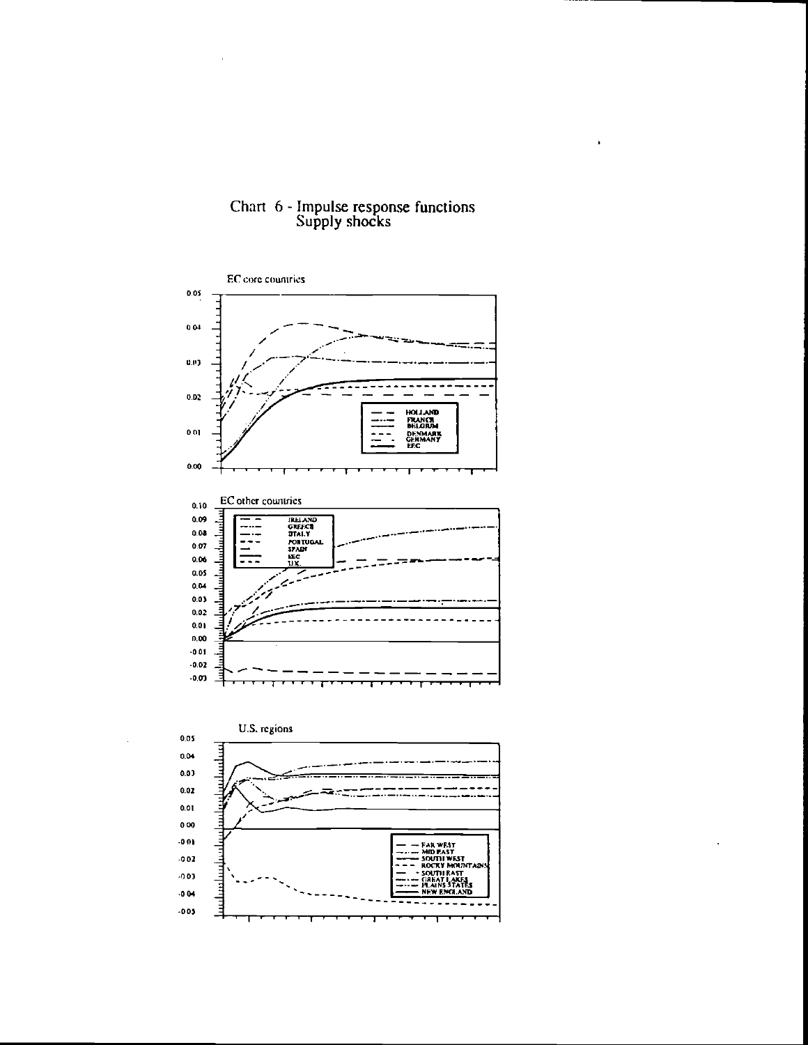# Chart 6 - Impulse response functions
## Supply shocks

EC core countries

HOLLAND
FRANCE
BELGIUM
DENMARK
GERMANY
EEC

EC other countries

IRELAND
GREECE
ITALY
PORTUGAL
SPAIN
EEC
U.K.

U.S. regions

FAR WEST
MID EAST
SOUTH WEST
ROCKY MOUNTAINS
SOUTH EAST
GREAT LAKES
PLAINS STATES
NEW ENGLAND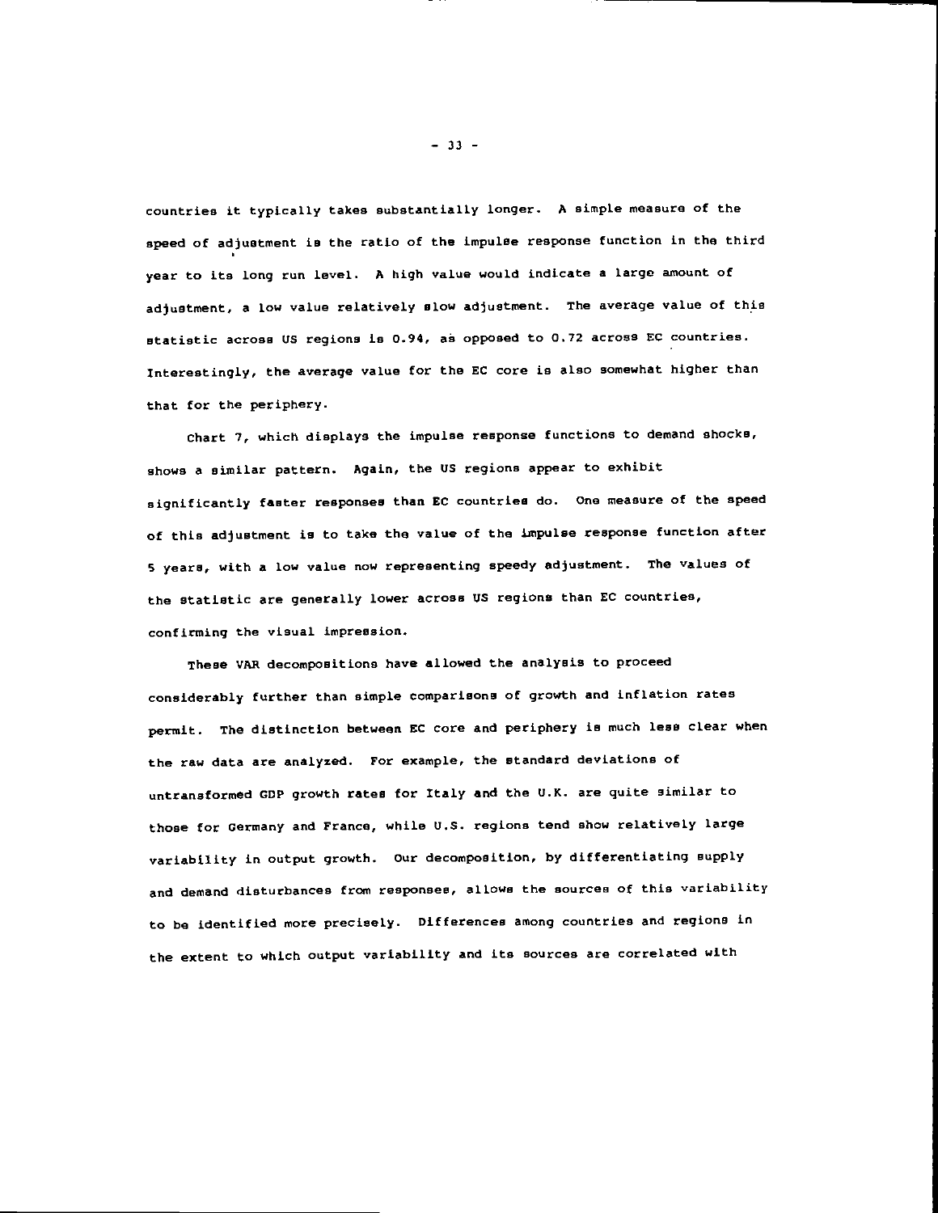countries it typically takes substantially longer. A simple measure of the speed of adjustment is the ratio of the impulse response function in the third year to its long run level. A high value would indicate a large amount of adjustment, a low value relatively slow adjustment. The average value of this statistic across US regions is 0.94, as opposed to 0.72 across EC countries. Interestingly, the average value for the EC core is also somewhat higher than that for the periphery.

Chart 7, which displays the impulse response functions to demand shocks, shows a similar pattern. Again, the US regions appear to exhibit significantly faster responses than EC countries do. One measure of the speed of this adjustment is to take the value of the impulse response function after 5 years, with a low value now representing speedy adjustment. The values of the statistic are generally lower across US regions than EC countries, confirming the visual impression.

These VAR decompositions have allowed the analysis to proceed considerably further than simple comparisons of growth and inflation rates permit. The distinction between EC core and periphery is much less clear when the raw data are analyzed. For example, the standard deviations of untransformed GDP growth rates for Italy and the U.K. are quite similar to those for Germany and France, while U.S. regions tend show relatively large variability in output growth. Our decomposition, by differentiating supply and demand disturbances from responses, allows the sources of this variability to be identified more precisely. Differences among countries and regions in the extent to which output variability and its sources are correlated with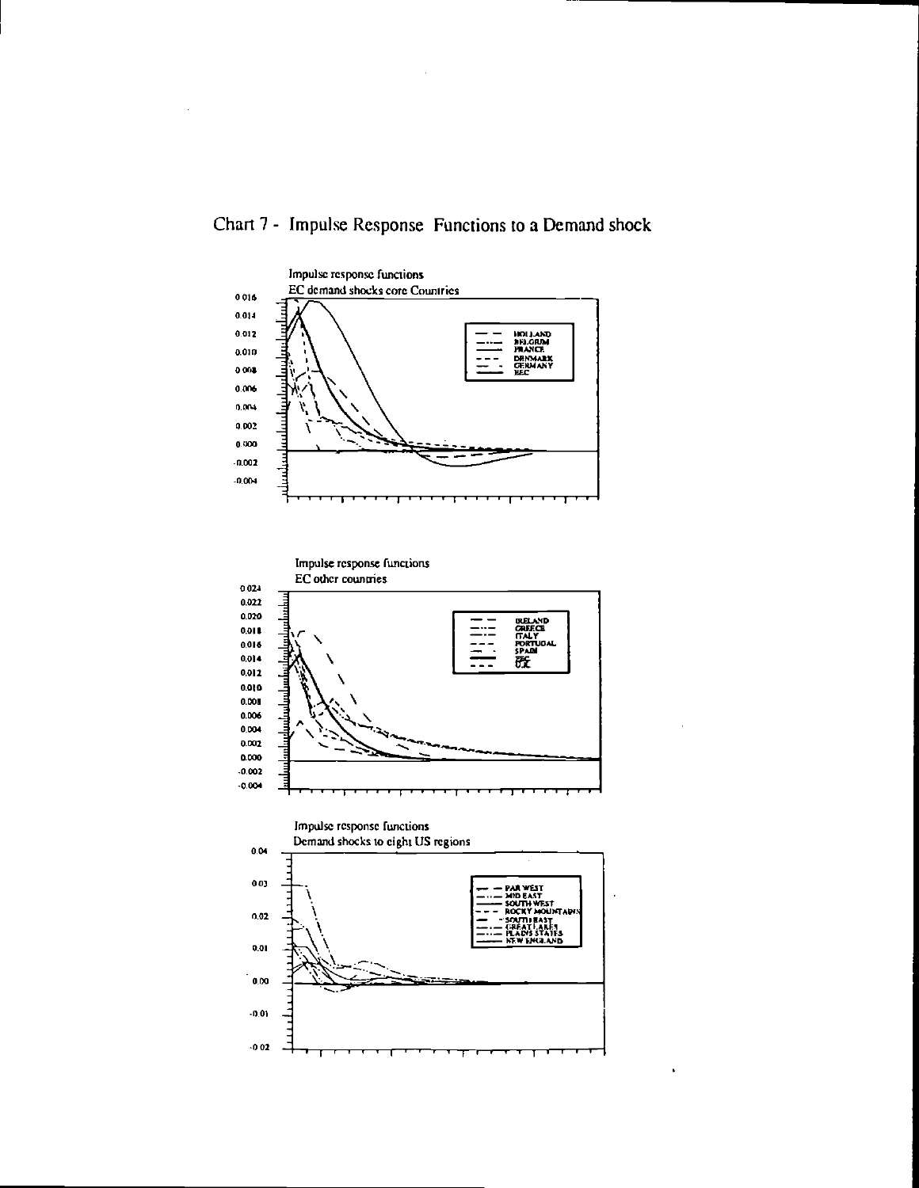# Chart 7 - Impulse Response Functions to a Demand shock

Impulse response functions
EC demand shocks core Countries

HOLLAND
BELGIUM
FRANCE
DENMARK
GERMANY
EEC

Impulse response functions
EC other countries

IRELAND
GREECE
ITALY
PORTUGAL
SPAIN
EEC
U.K.

Impulse response functions
Demand shocks to eight US regions

FAR WEST
MID EAST
SOUTH WEST
ROCKY MOUNTAIN
SOUTHEAST
GREAT LAKES
PLAINS STATES
NEW ENGLAND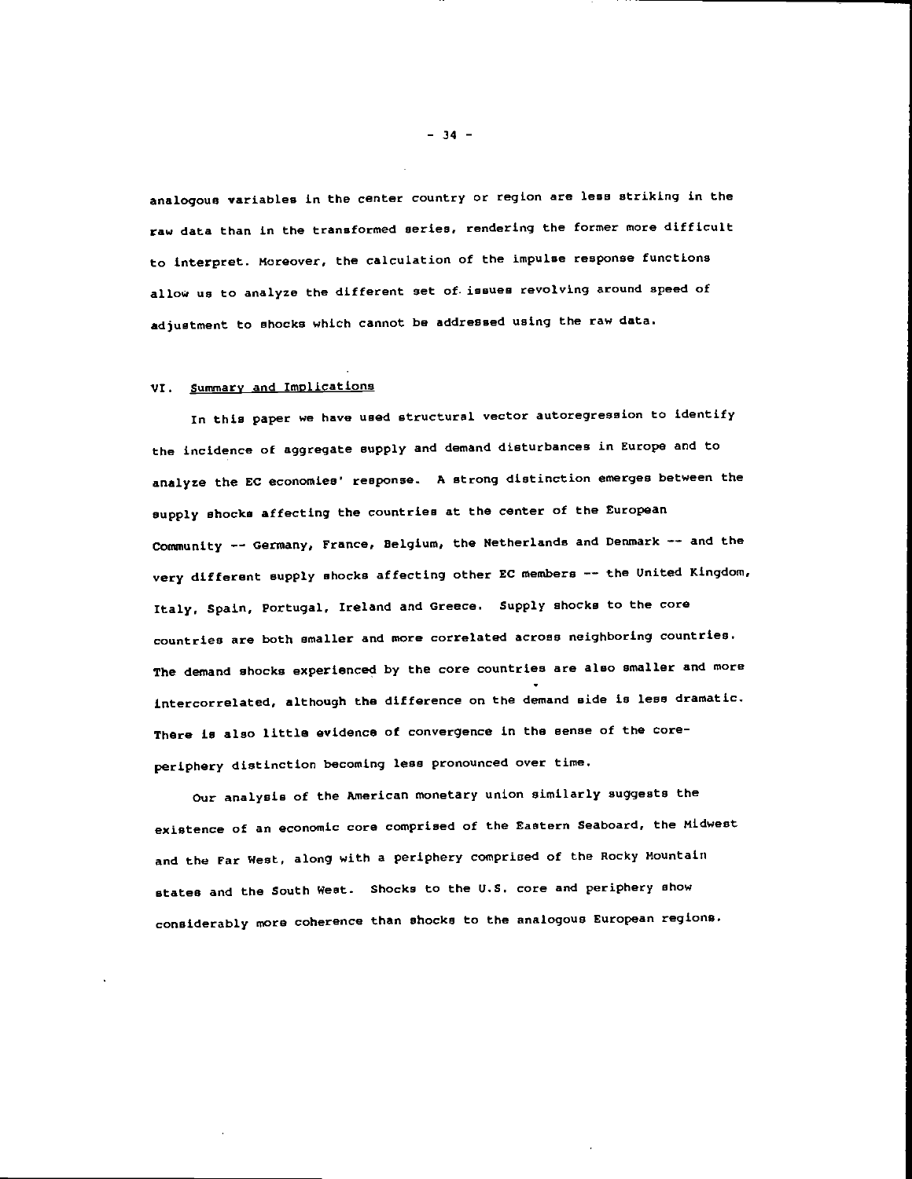analogous variables in the center country or region are less striking in the raw data than in the transformed series, rendering the former more difficult to interpret. Moreover, the calculation of the impulse response functions allow us to analyze the different set of issues revolving around speed of adjustment to shocks which cannot be addressed using the raw data.

## VI. Summary and Implications

In this paper we have used structural vector autoregression to identify the incidence of aggregate supply and demand disturbances in Europe and to analyze the EC economies' response. A strong distinction emerges between the supply shocks affecting the countries at the center of the European Community -- Germany, France, Belgium, the Netherlands and Denmark -- and the very different supply shocks affecting other EC members -- the United Kingdom, Italy, Spain, Portugal, Ireland and Greece. Supply shocks to the core countries are both smaller and more correlated across neighboring countries. The demand shocks experienced by the core countries are also smaller and more intercorrelated, although the difference on the demand side is less dramatic. There is also little evidence of convergence in the sense of the core-periphery distinction becoming less pronounced over time.

Our analysis of the American monetary union similarly suggests the existence of an economic core comprised of the Eastern Seaboard, the Midwest and the Far West, along with a periphery comprised of the Rocky Mountain states and the South West. Shocks to the U.S. core and periphery show considerably more coherence than shocks to the analogous European regions.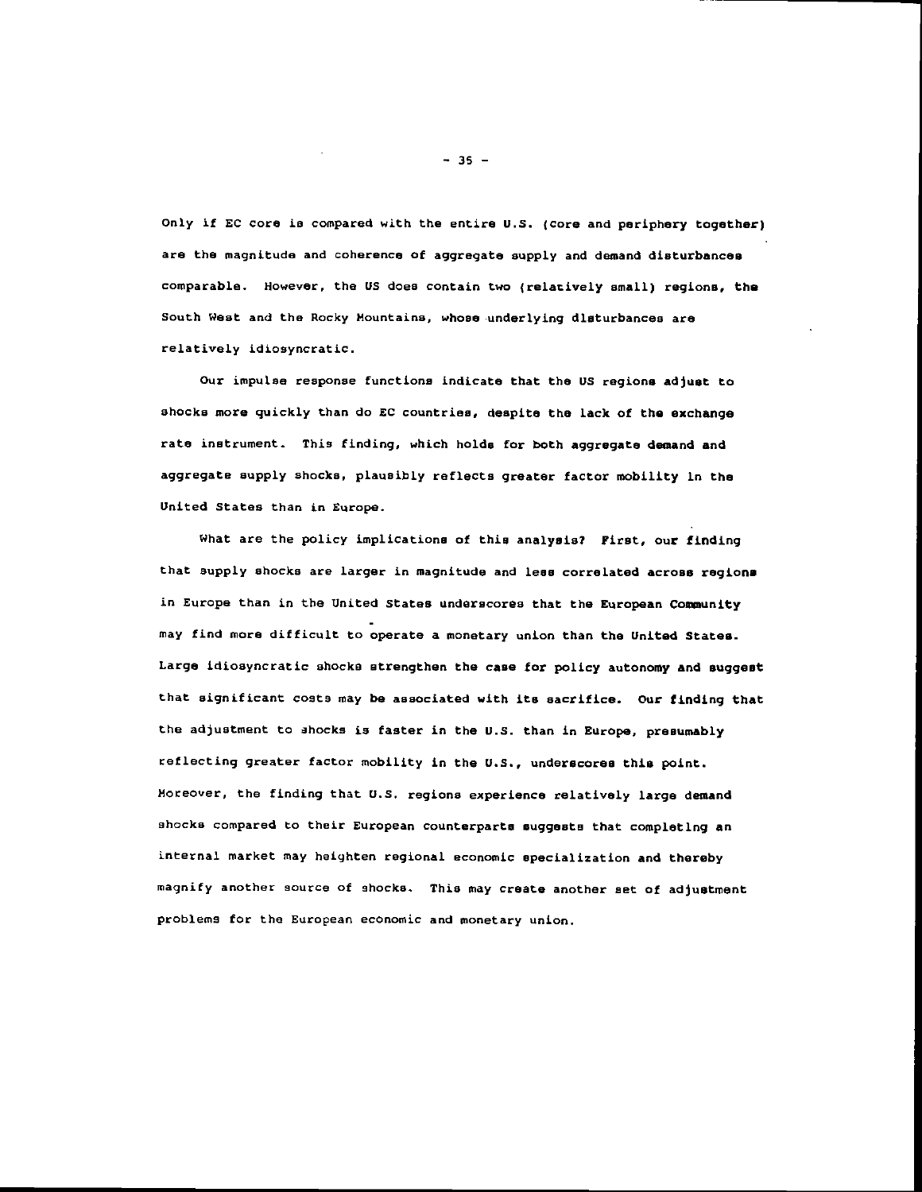Only if EC core is compared with the entire U.S. (core and periphery together) are the magnitude and coherence of aggregate supply and demand disturbances comparable. However, the US does contain two (relatively small) regions, the South West and the Rocky Mountains, whose underlying disturbances are relatively idiosyncratic.

Our impulse response functions indicate that the US regions adjust to shocks more quickly than do EC countries, despite the lack of the exchange rate instrument. This finding, which holds for both aggregate demand and aggregate supply shocks, plausibly reflects greater factor mobility in the United States than in Europe.

What are the policy implications of this analysis? First, our finding that supply shocks are larger in magnitude and less correlated across regions in Europe than in the United States underscores that the European Community may find more difficult to operate a monetary union than the United States. Large idiosyncratic shocks strengthen the case for policy autonomy and suggest that significant costs may be associated with its sacrifice. Our finding that the adjustment to shocks is faster in the U.S. than in Europe, presumably reflecting greater factor mobility in the U.S., underscores this point. Moreover, the finding that U.S. regions experience relatively large demand shocks compared to their European counterparts suggests that completing an internal market may heighten regional economic specialization and thereby magnify another source of shocks. This may create another set of adjustment problems for the European economic and monetary union.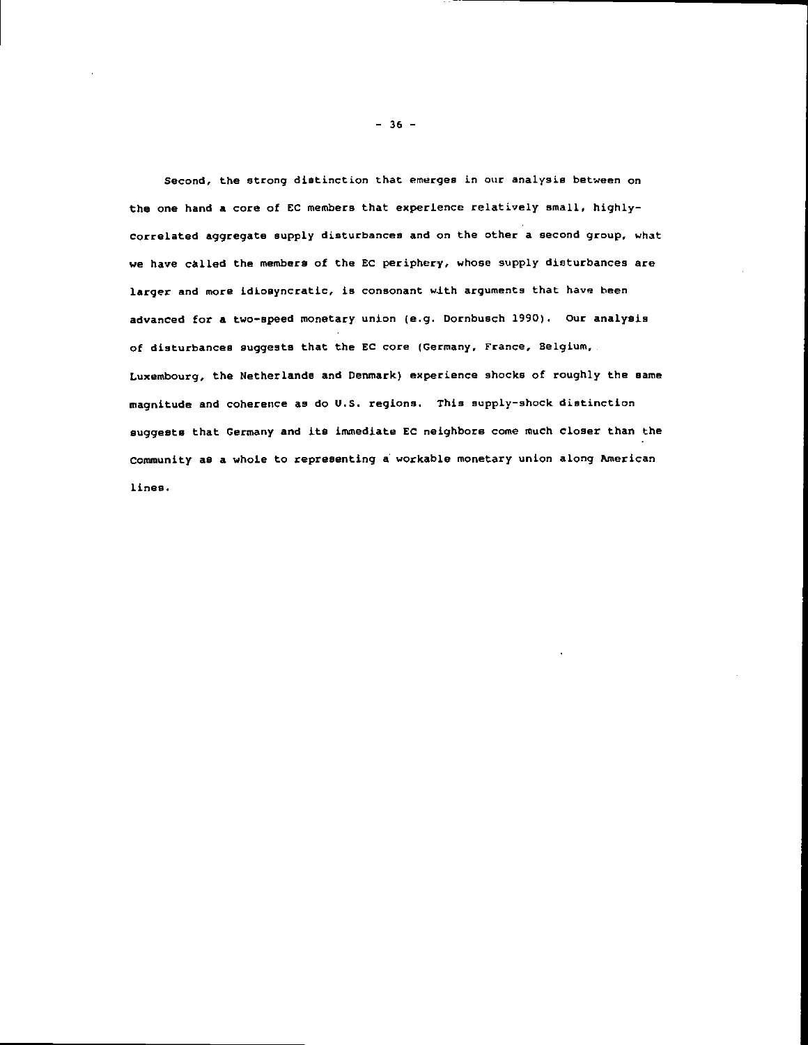Second, the strong distinction that emerges in our analysis between on the one hand a core of EC members that experience relatively small, highly-correlated aggregate supply disturbances and on the other a second group, what we have called the members of the EC periphery, whose supply disturbances are larger and more idiosyncratic, is consonant with arguments that have been advanced for a two-speed monetary union (e.g. Dornbusch 1990). Our analysis of disturbances suggests that the EC core (Germany, France, Belgium, Luxembourg, the Netherlands and Denmark) experience shocks of roughly the same magnitude and coherence as do U.S. regions. This supply-shock distinction suggests that Germany and its immediate EC neighbors come much closer than the Community as a whole to representing a workable monetary union along American lines.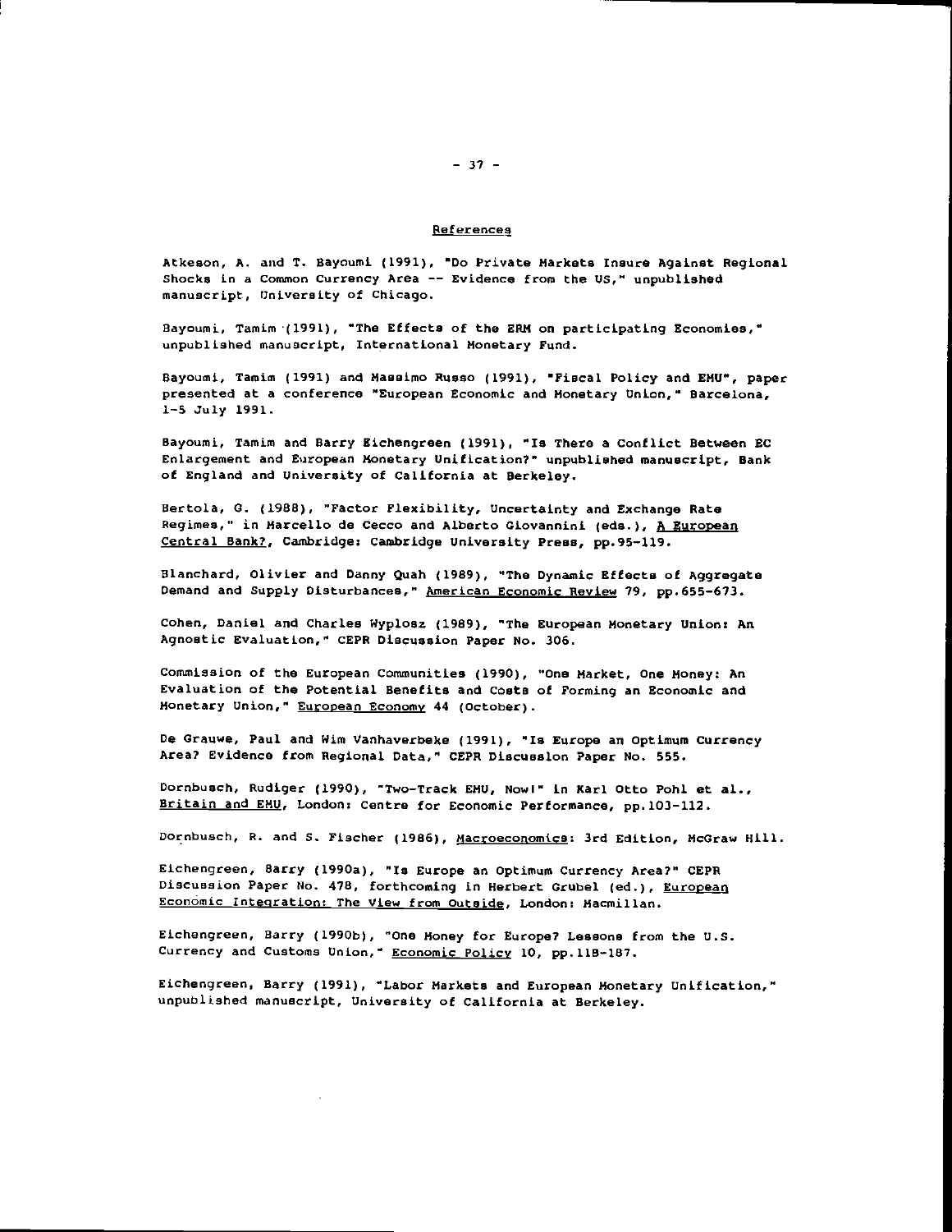## References

Atkeson, A. and T. Bayoumi (1991), "Do Private Markets Insure Against Regional Shocks in a Common Currency Area -- Evidence from the US," unpublished manuscript, University of Chicago.

Bayoumi, Tamim (1991), "The Effects of the ERM on participating Economies," unpublished manuscript, International Monetary Fund.

Bayoumi, Tamim (1991) and Massimo Russo (1991), "Fiscal Policy and EMU", paper presented at a conference "European Economic and Monetary Union," Barcelona, 1-5 July 1991.

Bayoumi, Tamim and Barry Eichengreen (1991), "Is There a Conflict Between EC Enlargement and European Monetary Unification?" unpublished manuscript, Bank of England and University of California at Berkeley.

Bertola, G. (1988), "Factor Flexibility, Uncertainty and Exchange Rate Regimes," in Marcello de Cecco and Alberto Giovannini (eds.), A European Central Bank?, Cambridge: Cambridge University Press, pp.95-119.

Blanchard, Olivier and Danny Quah (1989), "The Dynamic Effects of Aggregate Demand and Supply Disturbances," American Economic Review 79, pp.655-673.

Cohen, Daniel and Charles Wyplosz (1989), "The European Monetary Union: An Agnostic Evaluation," CEPR Discussion Paper No. 306.

Commission of the European Communities (1990), "One Market, One Money: An Evaluation of the Potential Benefits and Costs of Forming an Economic and Monetary Union," European Economy 44 (October).

De Grauwe, Paul and Wim Vanhaverbeke (1991), "Is Europe an Optimum Currency Area? Evidence from Regional Data," CEPR Discussion Paper No. 555.

Dornbusch, Rudiger (1990), "Two-Track EMU, Now!" in Karl Otto Pohl et al., Britain and EMU, London: Centre for Economic Performance, pp.103-112.

Dornbusch, R. and S. Fischer (1986), Macroeconomics: 3rd Edition, McGraw Hill.

Eichengreen, Barry (1990a), "Is Europe an Optimum Currency Area?" CEPR Discussion Paper No. 478, forthcoming in Herbert Grubel (ed.), European Economic Integration: The View from Outside, London: Macmillan.

Eichengreen, Barry (1990b), "One Money for Europe? Lessons from the U.S. Currency and Customs Union," Economic Policy 10, pp.118-187.

Eichengreen, Barry (1991), "Labor Markets and European Monetary Unification," unpublished manuscript, University of California at Berkeley.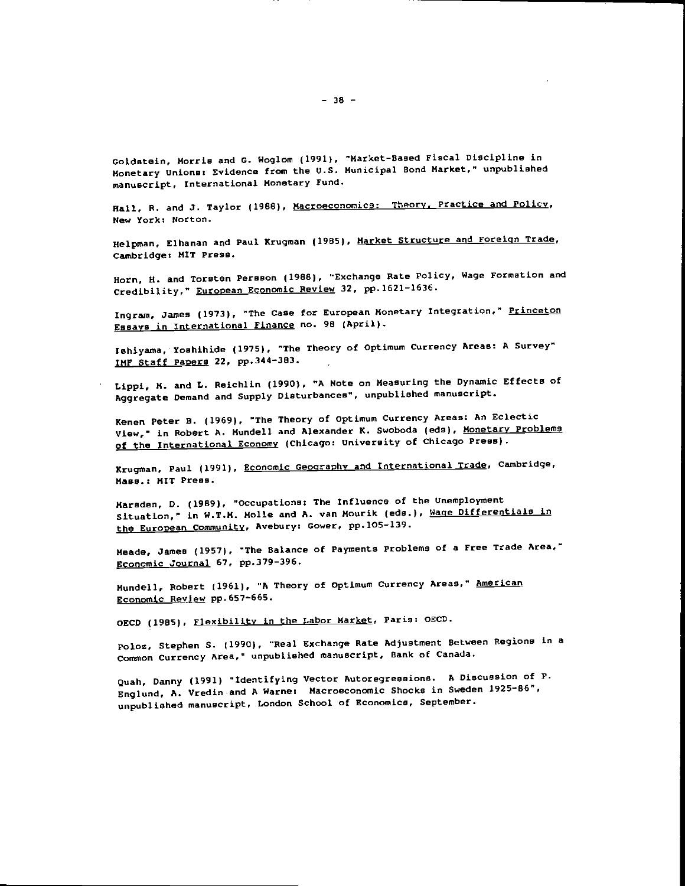Goldstein, Morris and G. Woglom (1991), "Market-Based Fiscal Discipline in Monetary Unions: Evidence from the U.S. Municipal Bond Market," unpublished manuscript, International Monetary Fund.

Hall, R. and J. Taylor (1988), Macroeconomics: Theory, Practice and Policy, New York: Norton.

Helpman, Elhanan and Paul Krugman (1985), Market Structure and Foreign Trade, Cambridge: MIT Press.

Horn, H. and Torsten Persson (1988), "Exchange Rate Policy, Wage Formation and Credibility," European Economic Review 32, pp.1621-1636.

Ingram, James (1973), "The Case for European Monetary Integration," Princeton Essays in International Finance no. 98 (April).

Ishiyama, Yoshihide (1975), "The Theory of Optimum Currency Areas: A Survey" IMF Staff Papers 22, pp.344-383.

Lippi, M. and L. Reichlin (1990), "A Note on Measuring the Dynamic Effects of Aggregate Demand and Supply Disturbances", unpublished manuscript.

Kenen Peter B. (1969), "The Theory of Optimum Currency Areas: An Eclectic View," in Robert A. Mundell and Alexander K. Swoboda (eds), Monetary Problems of the International Economy (Chicago: University of Chicago Press).

Krugman, Paul (1991), Economic Geography and International Trade, Cambridge, Mass.: MIT Press.

Marsden, D. (1989), "Occupations: The Influence of the Unemployment Situation," in W.T.M. Molle and A. van Mourik (eds.), Wage Differentials in the European Community, Avebury: Gower, pp.105-139.

Meade, James (1957), "The Balance of Payments Problems of a Free Trade Area," Economic Journal 67, pp.379-396.

Mundell, Robert (1961), "A Theory of Optimum Currency Areas," American Economic Review pp.657-665.

OECD (1985), Flexibility in the Labor Market, Paris: OECD.

Poloz, Stephen S. (1990), "Real Exchange Rate Adjustment Between Regions in a Common Currency Area," unpublished manuscript, Bank of Canada.

Quah, Danny (1991) "Identifying Vector Autoregressions. A Discussion of P. Englund, A. Vredin and A Warne: Macroeconomic Shocks in Sweden 1925-86", unpublished manuscript, London School of Economics, September.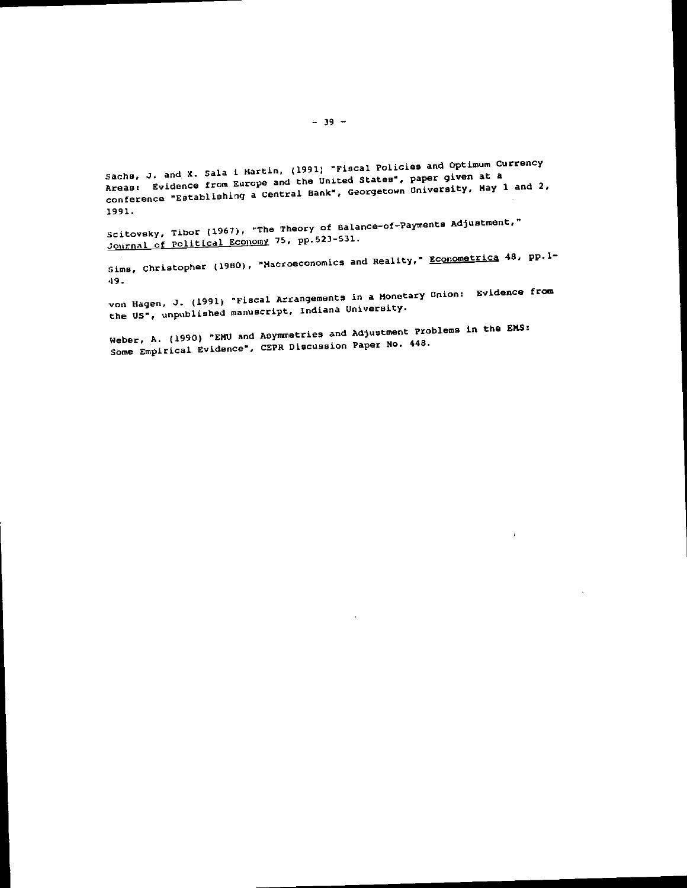Sachs, J. and X. Sala i Martin, (1991) "Fiscal Policies and Optimum Currency Areas: Evidence from Europe and the United States", paper given at a conference "Establishing a Central Bank", Georgetown University, May 1 and 2, 1991.

Scitovsky, Tibor (1967), "The Theory of Balance-of-Payments Adjustment," Journal of Political Economy 75, pp.523-531.

Sims, Christopher (1980), "Macroeconomics and Reality," Econometrica 48, pp.1-49.

von Hagen, J. (1991) "Fiscal Arrangements in a Monetary Union: Evidence from the US", unpublished manuscript, Indiana University.

Weber, A. (1990) "EMU and Asymmetries and Adjustment Problems in the EMS: Some Empirical Evidence", CEPR Discussion Paper No. 448.